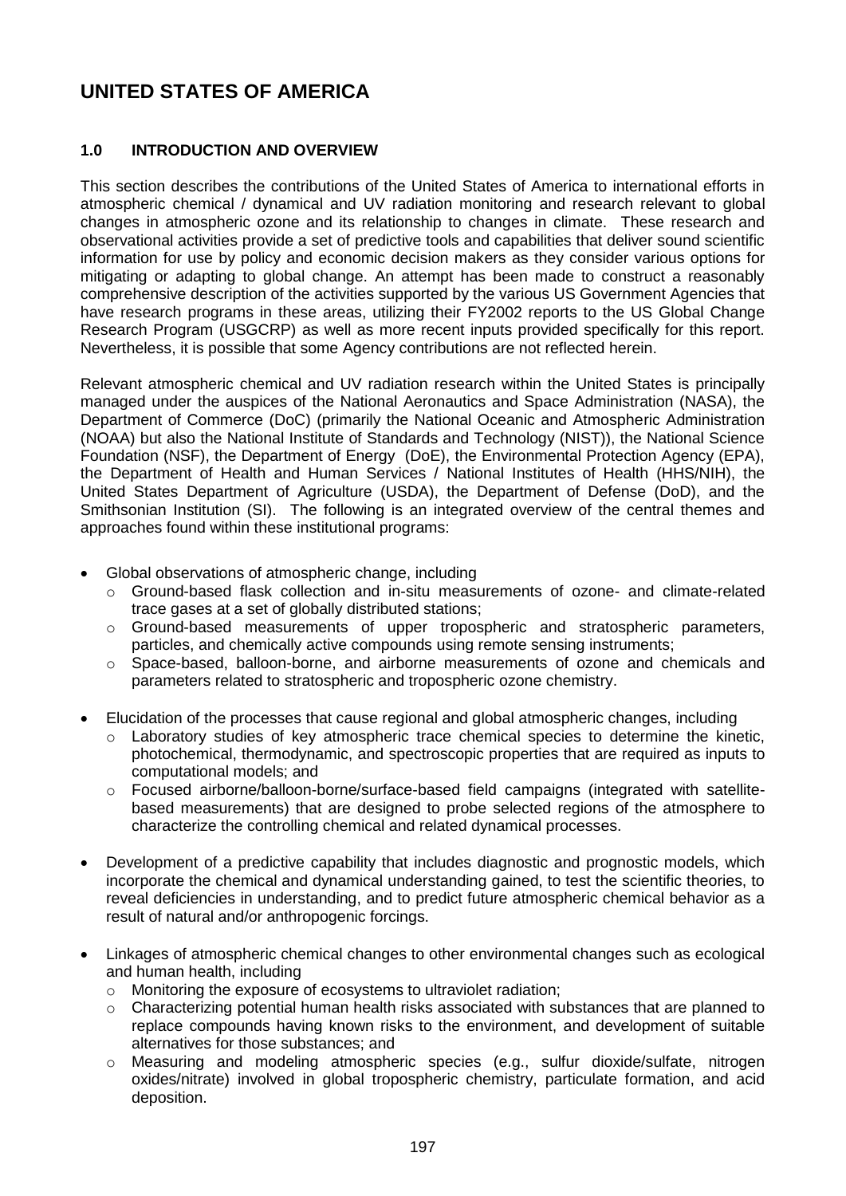# UNITED STATES OF AMERICA

## 1.0 INTRODUCTION AND OVERVIEW

This section describes the contributions of the United States of America to international efforts in atmospheric chemical / dynamical and UV radiation monitoring and research relevant to global changes in atmospheric ozone and its relationship to changes in climate. These research and observational activities provide a set of predictive tools and capabilities that deliver sound scientific information for use by policy and economic decision makers as they consider various options for mitigating or adapting to global change. An attempt has been made to construct a reasonably comprehensive description of the activities supported by the various US Government Agencies that have research programs in these areas, utilizing their FY2002 reports to the US Global Change Research Program (USGCRP) as well as more recent inputs provided specifically for this report. Nevertheless, it is possible that some Agency contributions are not reflected herein.

Relevant atmospheric chemical and UV radiation research within the United States is principally managed under the auspices of the National Aeronautics and Space Administration (NASA), the Department of Commerce (DoC) (primarily the National Oceanic and Atmospheric Administration (NOAA) but also the National Institute of Standards and Technology (NIST)), the National Science Foundation (NSF), the Department of Energy (DoE), the Environmental Protection Agency (EPA), the Department of Health and Human Services / National Institutes of Health (HHS/NIH), the United States Department of Agriculture (USDA), the Department of Defense (DoD), and the Smithsonian Institution (SI). The following is an integrated overview of the central themes and approaches found within these institutional programs:

- Global observations of atmospheric change, including
  - Ground-based flask collection and in-situ measurements of ozone- and climate-related trace gases at a set of globally distributed stations;
  - Ground-based measurements of upper tropospheric and stratospheric parameters, particles, and chemically active compounds using remote sensing instruments;
  - Space-based, balloon-borne, and airborne measurements of ozone and chemicals and parameters related to stratospheric and tropospheric ozone chemistry.
- Elucidation of the processes that cause regional and global atmospheric changes, including
  - Laboratory studies of key atmospheric trace chemical species to determine the kinetic, photochemical, thermodynamic, and spectroscopic properties that are required as inputs to computational models; and
  - Focused airborne/balloon-borne/surface-based field campaigns (integrated with satellite-based measurements) that are designed to probe selected regions of the atmosphere to characterize the controlling chemical and related dynamical processes.
- Development of a predictive capability that includes diagnostic and prognostic models, which incorporate the chemical and dynamical understanding gained, to test the scientific theories, to reveal deficiencies in understanding, and to predict future atmospheric chemical behavior as a result of natural and/or anthropogenic forcings.
- Linkages of atmospheric chemical changes to other environmental changes such as ecological and human health, including
  - Monitoring the exposure of ecosystems to ultraviolet radiation;
  - Characterizing potential human health risks associated with substances that are planned to replace compounds having known risks to the environment, and development of suitable alternatives for those substances; and
  - Measuring and modeling atmospheric species (e.g., sulfur dioxide/sulfate, nitrogen oxides/nitrate) involved in global tropospheric chemistry, particulate formation, and acid deposition.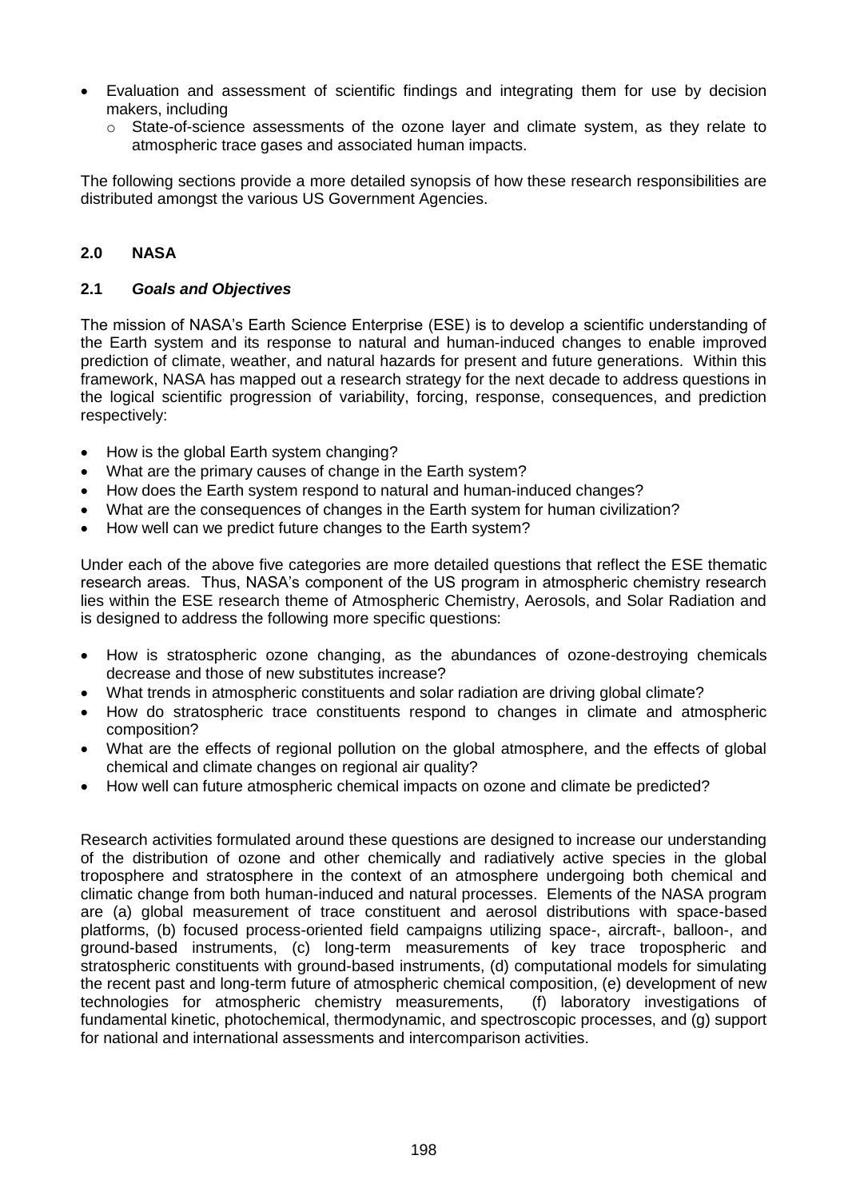- Evaluation and assessment of scientific findings and integrating them for use by decision makers, including
    - State-of-science assessments of the ozone layer and climate system, as they relate to atmospheric trace gases and associated human impacts.

The following sections provide a more detailed synopsis of how these research responsibilities are distributed amongst the various US Government Agencies.

## 2.0 NASA

### 2.1 *Goals and Objectives*

The mission of NASA's Earth Science Enterprise (ESE) is to develop a scientific understanding of the Earth system and its response to natural and human-induced changes to enable improved prediction of climate, weather, and natural hazards for present and future generations. Within this framework, NASA has mapped out a research strategy for the next decade to address questions in the logical scientific progression of variability, forcing, response, consequences, and prediction respectively:

- How is the global Earth system changing?
- What are the primary causes of change in the Earth system?
- How does the Earth system respond to natural and human-induced changes?
- What are the consequences of changes in the Earth system for human civilization?
- How well can we predict future changes to the Earth system?

Under each of the above five categories are more detailed questions that reflect the ESE thematic research areas. Thus, NASA's component of the US program in atmospheric chemistry research lies within the ESE research theme of Atmospheric Chemistry, Aerosols, and Solar Radiation and is designed to address the following more specific questions:

- How is stratospheric ozone changing, as the abundances of ozone-destroying chemicals decrease and those of new substitutes increase?
- What trends in atmospheric constituents and solar radiation are driving global climate?
- How do stratospheric trace constituents respond to changes in climate and atmospheric composition?
- What are the effects of regional pollution on the global atmosphere, and the effects of global chemical and climate changes on regional air quality?
- How well can future atmospheric chemical impacts on ozone and climate be predicted?

Research activities formulated around these questions are designed to increase our understanding of the distribution of ozone and other chemically and radiatively active species in the global troposphere and stratosphere in the context of an atmosphere undergoing both chemical and climatic change from both human-induced and natural processes. Elements of the NASA program are (a) global measurement of trace constituent and aerosol distributions with space-based platforms, (b) focused process-oriented field campaigns utilizing space-, aircraft-, balloon-, and ground-based instruments, (c) long-term measurements of key trace tropospheric and stratospheric constituents with ground-based instruments, (d) computational models for simulating the recent past and long-term future of atmospheric chemical composition, (e) development of new technologies for atmospheric chemistry measurements, (f) laboratory investigations of fundamental kinetic, photochemical, thermodynamic, and spectroscopic processes, and (g) support for national and international assessments and intercomparison activities.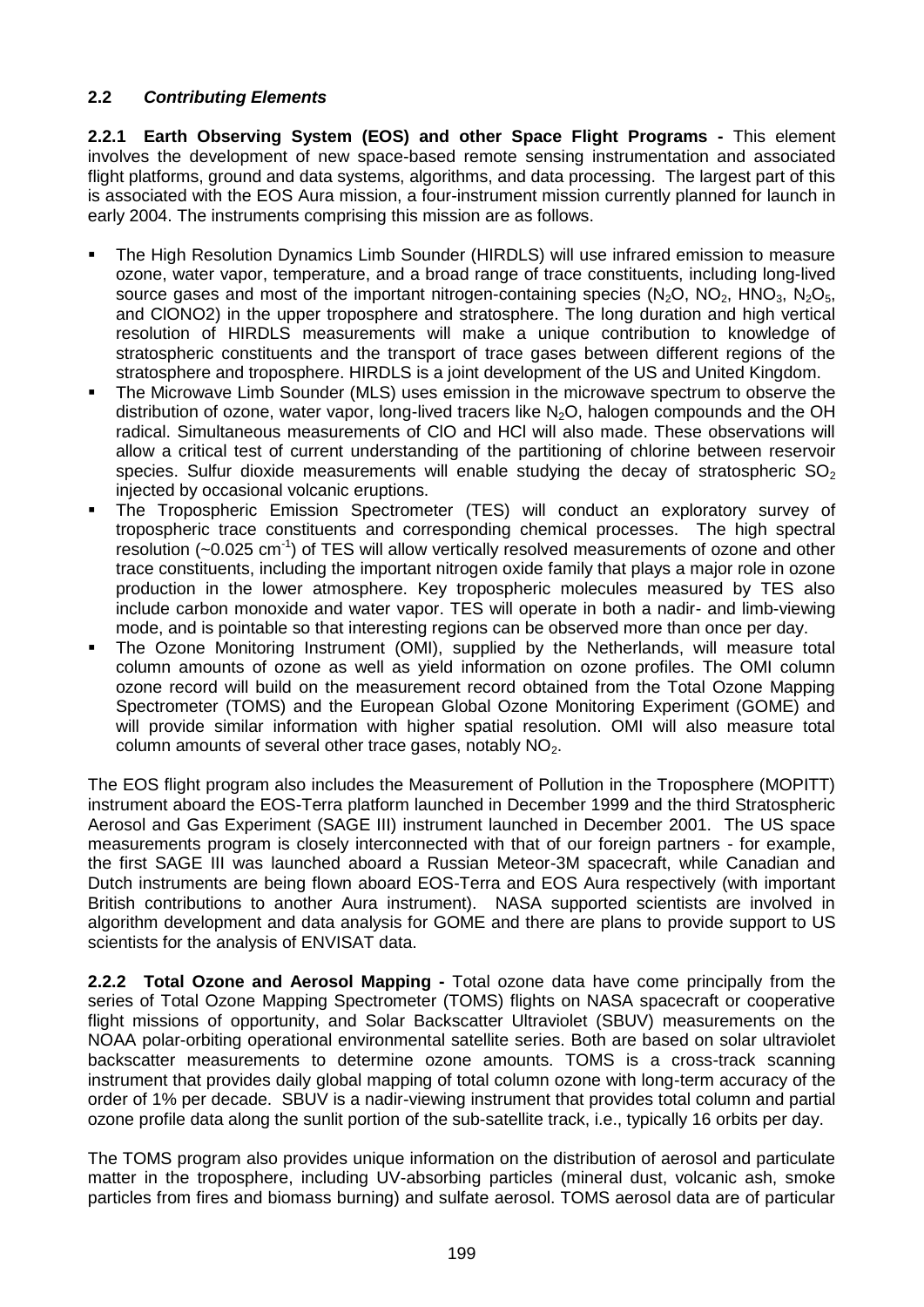## 2.2 *Contributing Elements*

**2.2.1 Earth Observing System (EOS) and other Space Flight Programs -** This element involves the development of new space-based remote sensing instrumentation and associated flight platforms, ground and data systems, algorithms, and data processing. The largest part of this is associated with the EOS Aura mission, a four-instrument mission currently planned for launch in early 2004. The instruments comprising this mission are as follows.

- The High Resolution Dynamics Limb Sounder (HIRDLS) will use infrared emission to measure ozone, water vapor, temperature, and a broad range of trace constituents, including long-lived source gases and most of the important nitrogen-containing species ($N_2O$, $NO_2$, $HNO_3$, $N_2O_5$, and ClONO2) in the upper troposphere and stratosphere. The long duration and high vertical resolution of HIRDLS measurements will make a unique contribution to knowledge of stratospheric constituents and the transport of trace gases between different regions of the stratosphere and troposphere. HIRDLS is a joint development of the US and United Kingdom.
- The Microwave Limb Sounder (MLS) uses emission in the microwave spectrum to observe the distribution of ozone, water vapor, long-lived tracers like $N_2O$, halogen compounds and the OH radical. Simultaneous measurements of ClO and HCl will also made. These observations will allow a critical test of current understanding of the partitioning of chlorine between reservoir species. Sulfur dioxide measurements will enable studying the decay of stratospheric $SO_2$ injected by occasional volcanic eruptions.
- The Tropospheric Emission Spectrometer (TES) will conduct an exploratory survey of tropospheric trace constituents and corresponding chemical processes. The high spectral resolution (~0.025 $cm^{-1}$) of TES will allow vertically resolved measurements of ozone and other trace constituents, including the important nitrogen oxide family that plays a major role in ozone production in the lower atmosphere. Key tropospheric molecules measured by TES also include carbon monoxide and water vapor. TES will operate in both a nadir- and limb-viewing mode, and is pointable so that interesting regions can be observed more than once per day.
- The Ozone Monitoring Instrument (OMI), supplied by the Netherlands, will measure total column amounts of ozone as well as yield information on ozone profiles. The OMI column ozone record will build on the measurement record obtained from the Total Ozone Mapping Spectrometer (TOMS) and the European Global Ozone Monitoring Experiment (GOME) and will provide similar information with higher spatial resolution. OMI will also measure total column amounts of several other trace gases, notably $NO_2$.

The EOS flight program also includes the Measurement of Pollution in the Troposphere (MOPITT) instrument aboard the EOS-Terra platform launched in December 1999 and the third Stratospheric Aerosol and Gas Experiment (SAGE III) instrument launched in December 2001. The US space measurements program is closely interconnected with that of our foreign partners - for example, the first SAGE III was launched aboard a Russian Meteor-3M spacecraft, while Canadian and Dutch instruments are being flown aboard EOS-Terra and EOS Aura respectively (with important British contributions to another Aura instrument). NASA supported scientists are involved in algorithm development and data analysis for GOME and there are plans to provide support to US scientists for the analysis of ENVISAT data.

**2.2.2 Total Ozone and Aerosol Mapping -** Total ozone data have come principally from the series of Total Ozone Mapping Spectrometer (TOMS) flights on NASA spacecraft or cooperative flight missions of opportunity, and Solar Backscatter Ultraviolet (SBUV) measurements on the NOAA polar-orbiting operational environmental satellite series. Both are based on solar ultraviolet backscatter measurements to determine ozone amounts. TOMS is a cross-track scanning instrument that provides daily global mapping of total column ozone with long-term accuracy of the order of 1% per decade. SBUV is a nadir-viewing instrument that provides total column and partial ozone profile data along the sunlit portion of the sub-satellite track, i.e., typically 16 orbits per day.

The TOMS program also provides unique information on the distribution of aerosol and particulate matter in the troposphere, including UV-absorbing particles (mineral dust, volcanic ash, smoke particles from fires and biomass burning) and sulfate aerosol. TOMS aerosol data are of particular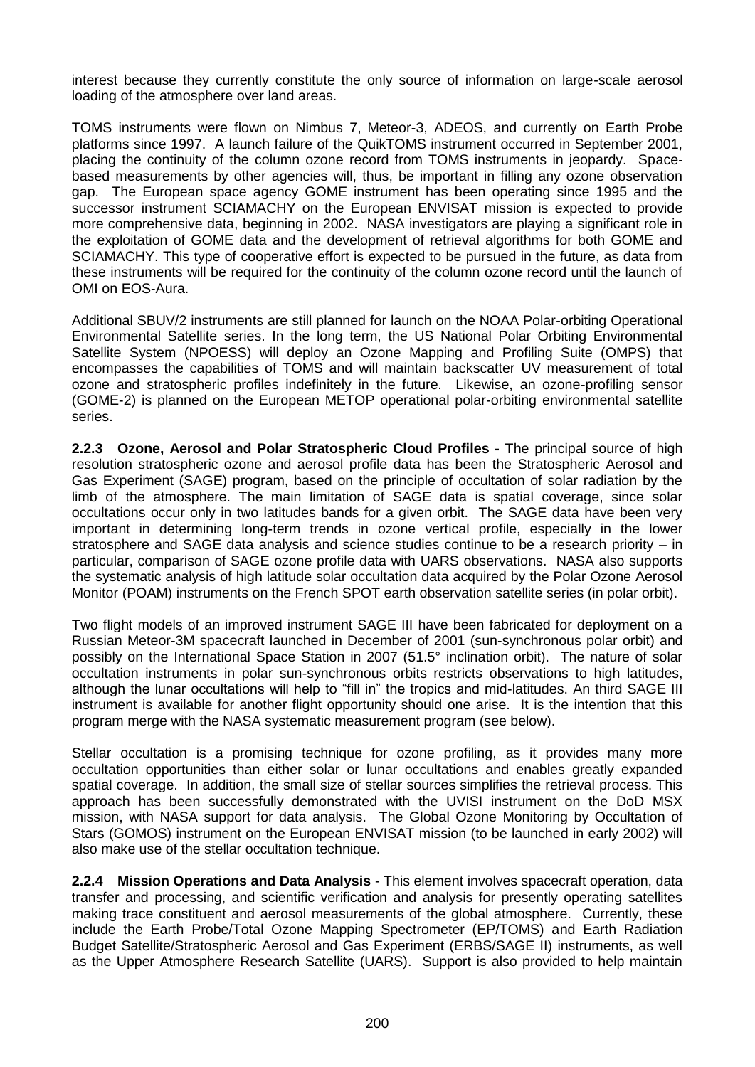interest because they currently constitute the only source of information on large-scale aerosol loading of the atmosphere over land areas.

TOMS instruments were flown on Nimbus 7, Meteor-3, ADEOS, and currently on Earth Probe platforms since 1997. A launch failure of the QuikTOMS instrument occurred in September 2001, placing the continuity of the column ozone record from TOMS instruments in jeopardy. Space-based measurements by other agencies will, thus, be important in filling any ozone observation gap. The European space agency GOME instrument has been operating since 1995 and the successor instrument SCIAMACHY on the European ENVISAT mission is expected to provide more comprehensive data, beginning in 2002. NASA investigators are playing a significant role in the exploitation of GOME data and the development of retrieval algorithms for both GOME and SCIAMACHY. This type of cooperative effort is expected to be pursued in the future, as data from these instruments will be required for the continuity of the column ozone record until the launch of OMI on EOS-Aura.

Additional SBUV/2 instruments are still planned for launch on the NOAA Polar-orbiting Operational Environmental Satellite series. In the long term, the US National Polar Orbiting Environmental Satellite System (NPOESS) will deploy an Ozone Mapping and Profiling Suite (OMPS) that encompasses the capabilities of TOMS and will maintain backscatter UV measurement of total ozone and stratospheric profiles indefinitely in the future. Likewise, an ozone-profiling sensor (GOME-2) is planned on the European METOP operational polar-orbiting environmental satellite series.

**2.2.3 Ozone, Aerosol and Polar Stratospheric Cloud Profiles -** The principal source of high resolution stratospheric ozone and aerosol profile data has been the Stratospheric Aerosol and Gas Experiment (SAGE) program, based on the principle of occultation of solar radiation by the limb of the atmosphere. The main limitation of SAGE data is spatial coverage, since solar occultations occur only in two latitudes bands for a given orbit. The SAGE data have been very important in determining long-term trends in ozone vertical profile, especially in the lower stratosphere and SAGE data analysis and science studies continue to be a research priority – in particular, comparison of SAGE ozone profile data with UARS observations. NASA also supports the systematic analysis of high latitude solar occultation data acquired by the Polar Ozone Aerosol Monitor (POAM) instruments on the French SPOT earth observation satellite series (in polar orbit).

Two flight models of an improved instrument SAGE III have been fabricated for deployment on a Russian Meteor-3M spacecraft launched in December of 2001 (sun-synchronous polar orbit) and possibly on the International Space Station in 2007 (51.5° inclination orbit). The nature of solar occultation instruments in polar sun-synchronous orbits restricts observations to high latitudes, although the lunar occultations will help to "fill in" the tropics and mid-latitudes. An third SAGE III instrument is available for another flight opportunity should one arise. It is the intention that this program merge with the NASA systematic measurement program (see below).

Stellar occultation is a promising technique for ozone profiling, as it provides many more occultation opportunities than either solar or lunar occultations and enables greatly expanded spatial coverage. In addition, the small size of stellar sources simplifies the retrieval process. This approach has been successfully demonstrated with the UVISI instrument on the DoD MSX mission, with NASA support for data analysis. The Global Ozone Monitoring by Occultation of Stars (GOMOS) instrument on the European ENVISAT mission (to be launched in early 2002) will also make use of the stellar occultation technique.

**2.2.4 Mission Operations and Data Analysis** - This element involves spacecraft operation, data transfer and processing, and scientific verification and analysis for presently operating satellites making trace constituent and aerosol measurements of the global atmosphere. Currently, these include the Earth Probe/Total Ozone Mapping Spectrometer (EP/TOMS) and Earth Radiation Budget Satellite/Stratospheric Aerosol and Gas Experiment (ERBS/SAGE II) instruments, as well as the Upper Atmosphere Research Satellite (UARS). Support is also provided to help maintain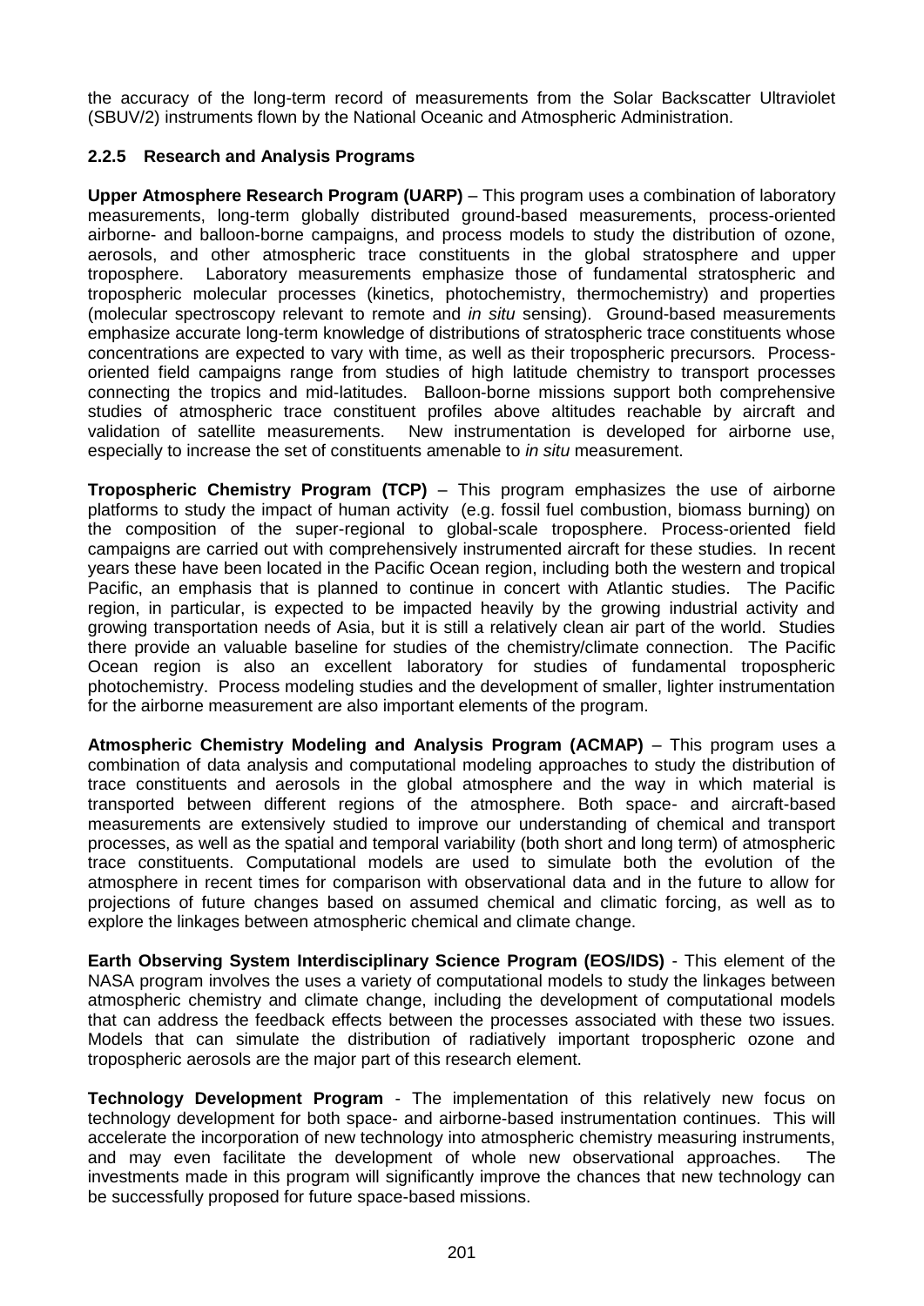the accuracy of the long-term record of measurements from the Solar Backscatter Ultraviolet (SBUV/2) instruments flown by the National Oceanic and Atmospheric Administration.

### 2.2.5 Research and Analysis Programs

**Upper Atmosphere Research Program (UARP)** – This program uses a combination of laboratory measurements, long-term globally distributed ground-based measurements, process-oriented airborne- and balloon-borne campaigns, and process models to study the distribution of ozone, aerosols, and other atmospheric trace constituents in the global stratosphere and upper troposphere. Laboratory measurements emphasize those of fundamental stratospheric and tropospheric molecular processes (kinetics, photochemistry, thermochemistry) and properties (molecular spectroscopy relevant to remote and *in situ* sensing). Ground-based measurements emphasize accurate long-term knowledge of distributions of stratospheric trace constituents whose concentrations are expected to vary with time, as well as their tropospheric precursors. Process-oriented field campaigns range from studies of high latitude chemistry to transport processes connecting the tropics and mid-latitudes. Balloon-borne missions support both comprehensive studies of atmospheric trace constituent profiles above altitudes reachable by aircraft and validation of satellite measurements. New instrumentation is developed for airborne use, especially to increase the set of constituents amenable to *in situ* measurement.

**Tropospheric Chemistry Program (TCP)** – This program emphasizes the use of airborne platforms to study the impact of human activity (e.g. fossil fuel combustion, biomass burning) on the composition of the super-regional to global-scale troposphere. Process-oriented field campaigns are carried out with comprehensively instrumented aircraft for these studies. In recent years these have been located in the Pacific Ocean region, including both the western and tropical Pacific, an emphasis that is planned to continue in concert with Atlantic studies. The Pacific region, in particular, is expected to be impacted heavily by the growing industrial activity and growing transportation needs of Asia, but it is still a relatively clean air part of the world. Studies there provide an valuable baseline for studies of the chemistry/climate connection. The Pacific Ocean region is also an excellent laboratory for studies of fundamental tropospheric photochemistry. Process modeling studies and the development of smaller, lighter instrumentation for the airborne measurement are also important elements of the program.

**Atmospheric Chemistry Modeling and Analysis Program (ACMAP)** – This program uses a combination of data analysis and computational modeling approaches to study the distribution of trace constituents and aerosols in the global atmosphere and the way in which material is transported between different regions of the atmosphere. Both space- and aircraft-based measurements are extensively studied to improve our understanding of chemical and transport processes, as well as the spatial and temporal variability (both short and long term) of atmospheric trace constituents. Computational models are used to simulate both the evolution of the atmosphere in recent times for comparison with observational data and in the future to allow for projections of future changes based on assumed chemical and climatic forcing, as well as to explore the linkages between atmospheric chemical and climate change.

**Earth Observing System Interdisciplinary Science Program (EOS/IDS)** - This element of the NASA program involves the uses a variety of computational models to study the linkages between atmospheric chemistry and climate change, including the development of computational models that can address the feedback effects between the processes associated with these two issues. Models that can simulate the distribution of radiatively important tropospheric ozone and tropospheric aerosols are the major part of this research element.

**Technology Development Program** - The implementation of this relatively new focus on technology development for both space- and airborne-based instrumentation continues. This will accelerate the incorporation of new technology into atmospheric chemistry measuring instruments, and may even facilitate the development of whole new observational approaches. The investments made in this program will significantly improve the chances that new technology can be successfully proposed for future space-based missions.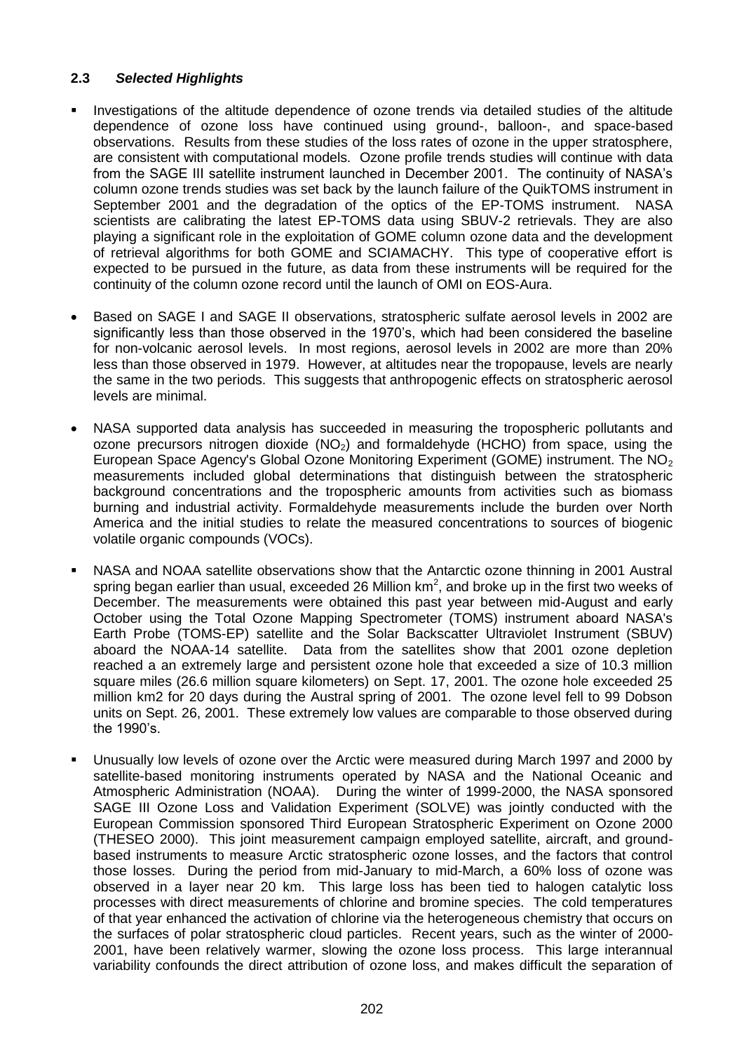### 2.3 *Selected Highlights*

- Investigations of the altitude dependence of ozone trends via detailed studies of the altitude dependence of ozone loss have continued using ground-, balloon-, and space-based observations. Results from these studies of the loss rates of ozone in the upper stratosphere, are consistent with computational models. Ozone profile trends studies will continue with data from the SAGE III satellite instrument launched in December 2001. The continuity of NASA's column ozone trends studies was set back by the launch failure of the QuikTOMS instrument in September 2001 and the degradation of the optics of the EP-TOMS instrument. NASA scientists are calibrating the latest EP-TOMS data using SBUV-2 retrievals. They are also playing a significant role in the exploitation of GOME column ozone data and the development of retrieval algorithms for both GOME and SCIAMACHY. This type of cooperative effort is expected to be pursued in the future, as data from these instruments will be required for the continuity of the column ozone record until the launch of OMI on EOS-Aura.

- Based on SAGE I and SAGE II observations, stratospheric sulfate aerosol levels in 2002 are significantly less than those observed in the 1970's, which had been considered the baseline for non-volcanic aerosol levels. In most regions, aerosol levels in 2002 are more than 20% less than those observed in 1979. However, at altitudes near the tropopause, levels are nearly the same in the two periods. This suggests that anthropogenic effects on stratospheric aerosol levels are minimal.

- NASA supported data analysis has succeeded in measuring the tropospheric pollutants and ozone precursors nitrogen dioxide ($NO_2$) and formaldehyde (HCHO) from space, using the European Space Agency's Global Ozone Monitoring Experiment (GOME) instrument. The $NO_2$ measurements included global determinations that distinguish between the stratospheric background concentrations and the tropospheric amounts from activities such as biomass burning and industrial activity. Formaldehyde measurements include the burden over North America and the initial studies to relate the measured concentrations to sources of biogenic volatile organic compounds (VOCs).

- NASA and NOAA satellite observations show that the Antarctic ozone thinning in 2001 Austral spring began earlier than usual, exceeded 26 Million $km^2$, and broke up in the first two weeks of December. The measurements were obtained this past year between mid-August and early October using the Total Ozone Mapping Spectrometer (TOMS) instrument aboard NASA's Earth Probe (TOMS-EP) satellite and the Solar Backscatter Ultraviolet Instrument (SBUV) aboard the NOAA-14 satellite. Data from the satellites show that 2001 ozone depletion reached a an extremely large and persistent ozone hole that exceeded a size of 10.3 million square miles (26.6 million square kilometers) on Sept. 17, 2001. The ozone hole exceeded 25 million km2 for 20 days during the Austral spring of 2001. The ozone level fell to 99 Dobson units on Sept. 26, 2001. These extremely low values are comparable to those observed during the 1990's.

- Unusually low levels of ozone over the Arctic were measured during March 1997 and 2000 by satellite-based monitoring instruments operated by NASA and the National Oceanic and Atmospheric Administration (NOAA). During the winter of 1999-2000, the NASA sponsored SAGE III Ozone Loss and Validation Experiment (SOLVE) was jointly conducted with the European Commission sponsored Third European Stratospheric Experiment on Ozone 2000 (THESEO 2000). This joint measurement campaign employed satellite, aircraft, and ground-based instruments to measure Arctic stratospheric ozone losses, and the factors that control those losses. During the period from mid-January to mid-March, a 60% loss of ozone was observed in a layer near 20 km. This large loss has been tied to halogen catalytic loss processes with direct measurements of chlorine and bromine species. The cold temperatures of that year enhanced the activation of chlorine via the heterogeneous chemistry that occurs on the surfaces of polar stratospheric cloud particles. Recent years, such as the winter of 2000-2001, have been relatively warmer, slowing the ozone loss process. This large interannual variability confounds the direct attribution of ozone loss, and makes difficult the separation of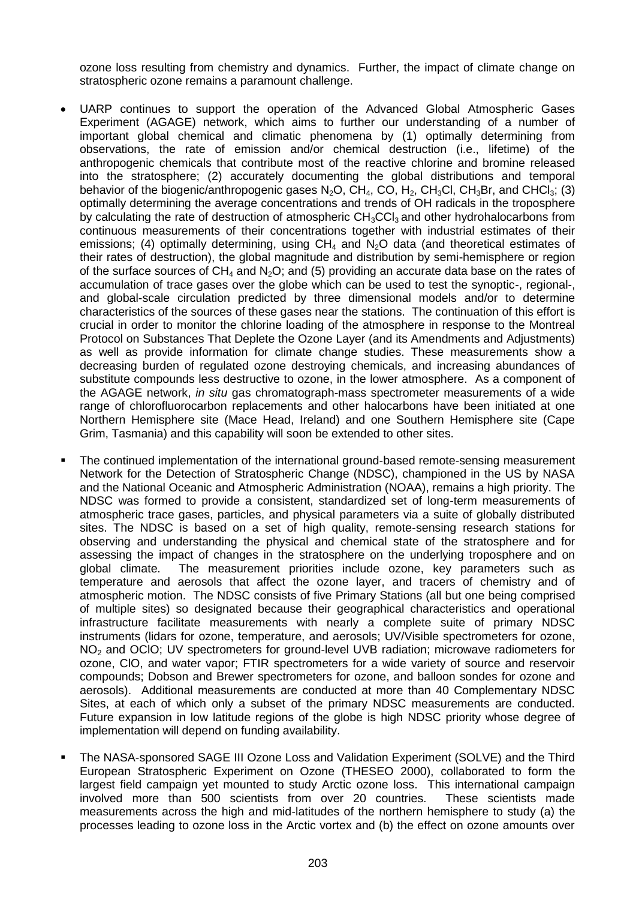ozone loss resulting from chemistry and dynamics. Further, the impact of climate change on stratospheric ozone remains a paramount challenge.

- UARP continues to support the operation of the Advanced Global Atmospheric Gases Experiment (AGAGE) network, which aims to further our understanding of a number of important global chemical and climatic phenomena by (1) optimally determining from observations, the rate of emission and/or chemical destruction (i.e., lifetime) of the anthropogenic chemicals that contribute most of the reactive chlorine and bromine released into the stratosphere; (2) accurately documenting the global distributions and temporal behavior of the biogenic/anthropogenic gases $N_2O$, $CH_4$, CO, $H_2$, $CH_3Cl$, $CH_3Br$, and $CHCl_3$; (3) optimally determining the average concentrations and trends of OH radicals in the troposphere by calculating the rate of destruction of atmospheric $CH_3CCl_3$ and other hydrohalocarbons from continuous measurements of their concentrations together with industrial estimates of their emissions; (4) optimally determining, using $CH_4$ and $N_2O$ data (and theoretical estimates of their rates of destruction), the global magnitude and distribution by semi-hemisphere or region of the surface sources of $CH_4$ and $N_2O$; and (5) providing an accurate data base on the rates of accumulation of trace gases over the globe which can be used to test the synoptic-, regional-, and global-scale circulation predicted by three dimensional models and/or to determine characteristics of the sources of these gases near the stations. The continuation of this effort is crucial in order to monitor the chlorine loading of the atmosphere in response to the Montreal Protocol on Substances That Deplete the Ozone Layer (and its Amendments and Adjustments) as well as provide information for climate change studies. These measurements show a decreasing burden of regulated ozone destroying chemicals, and increasing abundances of substitute compounds less destructive to ozone, in the lower atmosphere. As a component of the AGAGE network, *in situ* gas chromatograph-mass spectrometer measurements of a wide range of chlorofluorocarbon replacements and other halocarbons have been initiated at one Northern Hemisphere site (Mace Head, Ireland) and one Southern Hemisphere site (Cape Grim, Tasmania) and this capability will soon be extended to other sites.

- The continued implementation of the international ground-based remote-sensing measurement Network for the Detection of Stratospheric Change (NDSC), championed in the US by NASA and the National Oceanic and Atmospheric Administration (NOAA), remains a high priority. The NDSC was formed to provide a consistent, standardized set of long-term measurements of atmospheric trace gases, particles, and physical parameters via a suite of globally distributed sites. The NDSC is based on a set of high quality, remote-sensing research stations for observing and understanding the physical and chemical state of the stratosphere and for assessing the impact of changes in the stratosphere on the underlying troposphere and on global climate. The measurement priorities include ozone, key parameters such as temperature and aerosols that affect the ozone layer, and tracers of chemistry and of atmospheric motion. The NDSC consists of five Primary Stations (all but one being comprised of multiple sites) so designated because their geographical characteristics and operational infrastructure facilitate measurements with nearly a complete suite of primary NDSC instruments (lidars for ozone, temperature, and aerosols; UV/Visible spectrometers for ozone, $NO_2$ and OClO; UV spectrometers for ground-level UVB radiation; microwave radiometers for ozone, ClO, and water vapor; FTIR spectrometers for a wide variety of source and reservoir compounds; Dobson and Brewer spectrometers for ozone, and balloon sondes for ozone and aerosols). Additional measurements are conducted at more than 40 Complementary NDSC Sites, at each of which only a subset of the primary NDSC measurements are conducted. Future expansion in low latitude regions of the globe is high NDSC priority whose degree of implementation will depend on funding availability.

- The NASA-sponsored SAGE III Ozone Loss and Validation Experiment (SOLVE) and the Third European Stratospheric Experiment on Ozone (THESEO 2000), collaborated to form the largest field campaign yet mounted to study Arctic ozone loss. This international campaign involved more than 500 scientists from over 20 countries. These scientists made measurements across the high and mid-latitudes of the northern hemisphere to study (a) the processes leading to ozone loss in the Arctic vortex and (b) the effect on ozone amounts over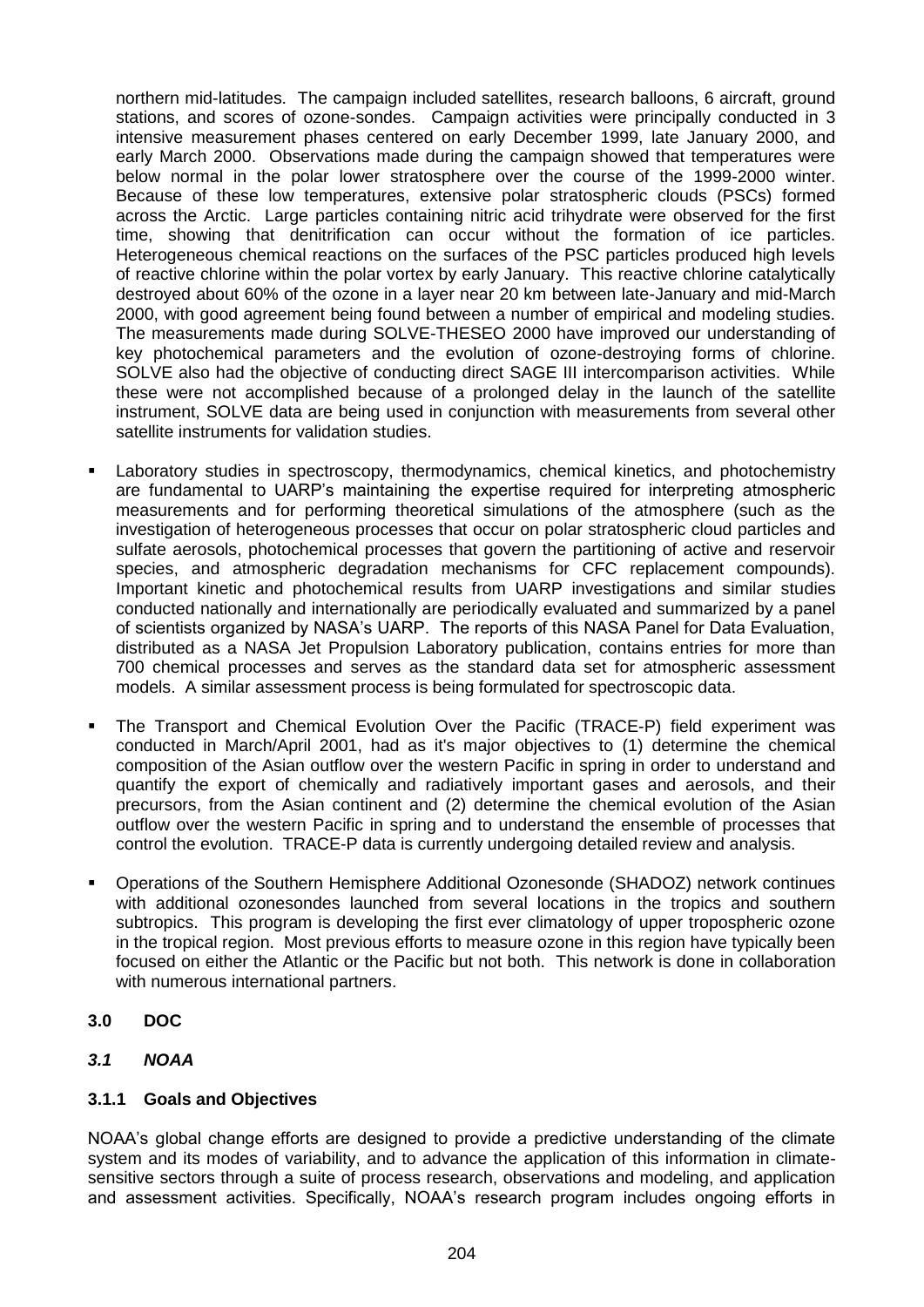northern mid-latitudes. The campaign included satellites, research balloons, 6 aircraft, ground stations, and scores of ozone-sondes. Campaign activities were principally conducted in 3 intensive measurement phases centered on early December 1999, late January 2000, and early March 2000. Observations made during the campaign showed that temperatures were below normal in the polar lower stratosphere over the course of the 1999-2000 winter. Because of these low temperatures, extensive polar stratospheric clouds (PSCs) formed across the Arctic. Large particles containing nitric acid trihydrate were observed for the first time, showing that denitrification can occur without the formation of ice particles. Heterogeneous chemical reactions on the surfaces of the PSC particles produced high levels of reactive chlorine within the polar vortex by early January. This reactive chlorine catalytically destroyed about 60% of the ozone in a layer near 20 km between late-January and mid-March 2000, with good agreement being found between a number of empirical and modeling studies. The measurements made during SOLVE-THESEO 2000 have improved our understanding of key photochemical parameters and the evolution of ozone-destroying forms of chlorine. SOLVE also had the objective of conducting direct SAGE III intercomparison activities. While these were not accomplished because of a prolonged delay in the launch of the satellite instrument, SOLVE data are being used in conjunction with measurements from several other satellite instruments for validation studies.

- Laboratory studies in spectroscopy, thermodynamics, chemical kinetics, and photochemistry are fundamental to UARP's maintaining the expertise required for interpreting atmospheric measurements and for performing theoretical simulations of the atmosphere (such as the investigation of heterogeneous processes that occur on polar stratospheric cloud particles and sulfate aerosols, photochemical processes that govern the partitioning of active and reservoir species, and atmospheric degradation mechanisms for CFC replacement compounds). Important kinetic and photochemical results from UARP investigations and similar studies conducted nationally and internationally are periodically evaluated and summarized by a panel of scientists organized by NASA's UARP. The reports of this NASA Panel for Data Evaluation, distributed as a NASA Jet Propulsion Laboratory publication, contains entries for more than 700 chemical processes and serves as the standard data set for atmospheric assessment models. A similar assessment process is being formulated for spectroscopic data.

- The Transport and Chemical Evolution Over the Pacific (TRACE-P) field experiment was conducted in March/April 2001, had as it's major objectives to (1) determine the chemical composition of the Asian outflow over the western Pacific in spring in order to understand and quantify the export of chemically and radiatively important gases and aerosols, and their precursors, from the Asian continent and (2) determine the chemical evolution of the Asian outflow over the western Pacific in spring and to understand the ensemble of processes that control the evolution. TRACE-P data is currently undergoing detailed review and analysis.

- Operations of the Southern Hemisphere Additional Ozonesonde (SHADOZ) network continues with additional ozonesondes launched from several locations in the tropics and southern subtropics. This program is developing the first ever climatology of upper tropospheric ozone in the tropical region. Most previous efforts to measure ozone in this region have typically been focused on either the Atlantic or the Pacific but not both. This network is done in collaboration with numerous international partners.

## 3.0 DOC

### *3.1 NOAA*

#### 3.1.1 Goals and Objectives

NOAA's global change efforts are designed to provide a predictive understanding of the climate system and its modes of variability, and to advance the application of this information in climate-sensitive sectors through a suite of process research, observations and modeling, and application and assessment activities. Specifically, NOAA's research program includes ongoing efforts in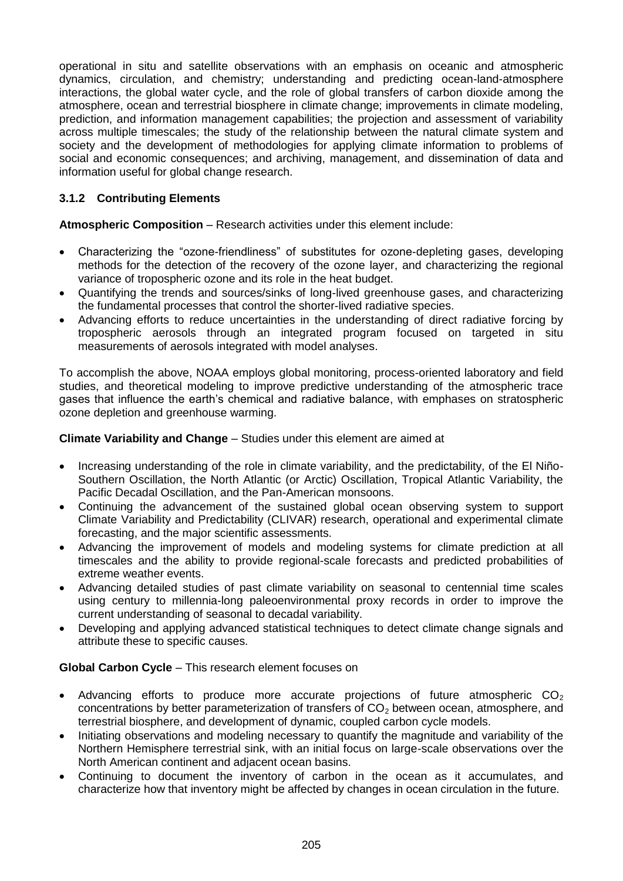operational in situ and satellite observations with an emphasis on oceanic and atmospheric dynamics, circulation, and chemistry; understanding and predicting ocean-land-atmosphere interactions, the global water cycle, and the role of global transfers of carbon dioxide among the atmosphere, ocean and terrestrial biosphere in climate change; improvements in climate modeling, prediction, and information management capabilities; the projection and assessment of variability across multiple timescales; the study of the relationship between the natural climate system and society and the development of methodologies for applying climate information to problems of social and economic consequences; and archiving, management, and dissemination of data and information useful for global change research.

### 3.1.2 Contributing Elements

**Atmospheric Composition** – Research activities under this element include:

- Characterizing the "ozone-friendliness" of substitutes for ozone-depleting gases, developing methods for the detection of the recovery of the ozone layer, and characterizing the regional variance of tropospheric ozone and its role in the heat budget.
- Quantifying the trends and sources/sinks of long-lived greenhouse gases, and characterizing the fundamental processes that control the shorter-lived radiative species.
- Advancing efforts to reduce uncertainties in the understanding of direct radiative forcing by tropospheric aerosols through an integrated program focused on targeted in situ measurements of aerosols integrated with model analyses.

To accomplish the above, NOAA employs global monitoring, process-oriented laboratory and field studies, and theoretical modeling to improve predictive understanding of the atmospheric trace gases that influence the earth's chemical and radiative balance, with emphases on stratospheric ozone depletion and greenhouse warming.

**Climate Variability and Change** – Studies under this element are aimed at

- Increasing understanding of the role in climate variability, and the predictability, of the El Niño-Southern Oscillation, the North Atlantic (or Arctic) Oscillation, Tropical Atlantic Variability, the Pacific Decadal Oscillation, and the Pan-American monsoons.
- Continuing the advancement of the sustained global ocean observing system to support Climate Variability and Predictability (CLIVAR) research, operational and experimental climate forecasting, and the major scientific assessments.
- Advancing the improvement of models and modeling systems for climate prediction at all timescales and the ability to provide regional-scale forecasts and predicted probabilities of extreme weather events.
- Advancing detailed studies of past climate variability on seasonal to centennial time scales using century to millennia-long paleoenvironmental proxy records in order to improve the current understanding of seasonal to decadal variability.
- Developing and applying advanced statistical techniques to detect climate change signals and attribute these to specific causes.

**Global Carbon Cycle** – This research element focuses on

- Advancing efforts to produce more accurate projections of future atmospheric $CO_2$ concentrations by better parameterization of transfers of $CO_2$ between ocean, atmosphere, and terrestrial biosphere, and development of dynamic, coupled carbon cycle models.
- Initiating observations and modeling necessary to quantify the magnitude and variability of the Northern Hemisphere terrestrial sink, with an initial focus on large-scale observations over the North American continent and adjacent ocean basins.
- Continuing to document the inventory of carbon in the ocean as it accumulates, and characterize how that inventory might be affected by changes in ocean circulation in the future.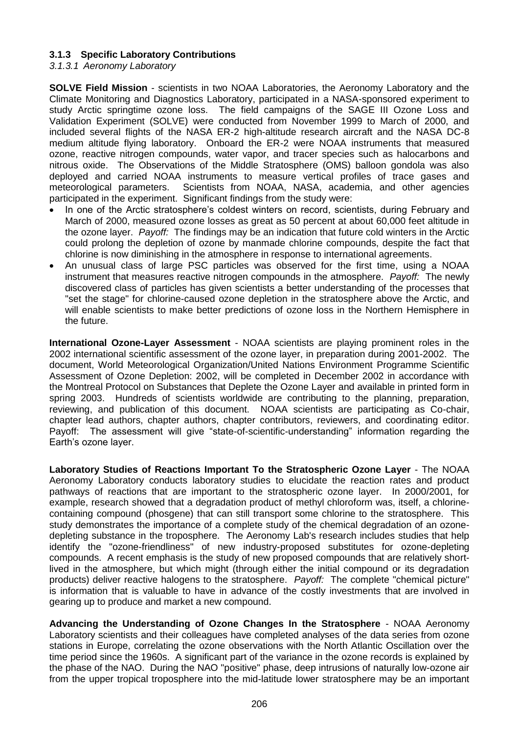### 3.1.3 Specific Laboratory Contributions

#### *3.1.3.1 Aeronomy Laboratory*

**SOLVE Field Mission** - scientists in two NOAA Laboratories, the Aeronomy Laboratory and the Climate Monitoring and Diagnostics Laboratory, participated in a NASA-sponsored experiment to study Arctic springtime ozone loss. The field campaigns of the SAGE III Ozone Loss and Validation Experiment (SOLVE) were conducted from November 1999 to March of 2000, and included several flights of the NASA ER-2 high-altitude research aircraft and the NASA DC-8 medium altitude flying laboratory. Onboard the ER-2 were NOAA instruments that measured ozone, reactive nitrogen compounds, water vapor, and tracer species such as halocarbons and nitrous oxide. The Observations of the Middle Stratosphere (OMS) balloon gondola was also deployed and carried NOAA instruments to measure vertical profiles of trace gases and meteorological parameters. Scientists from NOAA, NASA, academia, and other agencies participated in the experiment. Significant findings from the study were:

- In one of the Arctic stratosphere's coldest winters on record, scientists, during February and March of 2000, measured ozone losses as great as 50 percent at about 60,000 feet altitude in the ozone layer. *Payoff:* The findings may be an indication that future cold winters in the Arctic could prolong the depletion of ozone by manmade chlorine compounds, despite the fact that chlorine is now diminishing in the atmosphere in response to international agreements.
- An unusual class of large PSC particles was observed for the first time, using a NOAA instrument that measures reactive nitrogen compounds in the atmosphere. *Payoff:* The newly discovered class of particles has given scientists a better understanding of the processes that "set the stage" for chlorine-caused ozone depletion in the stratosphere above the Arctic, and will enable scientists to make better predictions of ozone loss in the Northern Hemisphere in the future.

**International Ozone-Layer Assessment** - NOAA scientists are playing prominent roles in the 2002 international scientific assessment of the ozone layer, in preparation during 2001-2002. The document, World Meteorological Organization/United Nations Environment Programme Scientific Assessment of Ozone Depletion: 2002, will be completed in December 2002 in accordance with the Montreal Protocol on Substances that Deplete the Ozone Layer and available in printed form in spring 2003. Hundreds of scientists worldwide are contributing to the planning, preparation, reviewing, and publication of this document. NOAA scientists are participating as Co-chair, chapter lead authors, chapter authors, chapter contributors, reviewers, and coordinating editor. Payoff: The assessment will give "state-of-scientific-understanding" information regarding the Earth's ozone layer.

**Laboratory Studies of Reactions Important To the Stratospheric Ozone Layer** - The NOAA Aeronomy Laboratory conducts laboratory studies to elucidate the reaction rates and product pathways of reactions that are important to the stratospheric ozone layer. In 2000/2001, for example, research showed that a degradation product of methyl chloroform was, itself, a chlorine-containing compound (phosgene) that can still transport some chlorine to the stratosphere. This study demonstrates the importance of a complete study of the chemical degradation of an ozone-depleting substance in the troposphere. The Aeronomy Lab's research includes studies that help identify the "ozone-friendliness" of new industry-proposed substitutes for ozone-depleting compounds. A recent emphasis is the study of new proposed compounds that are relatively short-lived in the atmosphere, but which might (through either the initial compound or its degradation products) deliver reactive halogens to the stratosphere. *Payoff:* The complete "chemical picture" is information that is valuable to have in advance of the costly investments that are involved in gearing up to produce and market a new compound.

**Advancing the Understanding of Ozone Changes In the Stratosphere** - NOAA Aeronomy Laboratory scientists and their colleagues have completed analyses of the data series from ozone stations in Europe, correlating the ozone observations with the North Atlantic Oscillation over the time period since the 1960s. A significant part of the variance in the ozone records is explained by the phase of the NAO. During the NAO "positive" phase, deep intrusions of naturally low-ozone air from the upper tropical troposphere into the mid-latitude lower stratosphere may be an important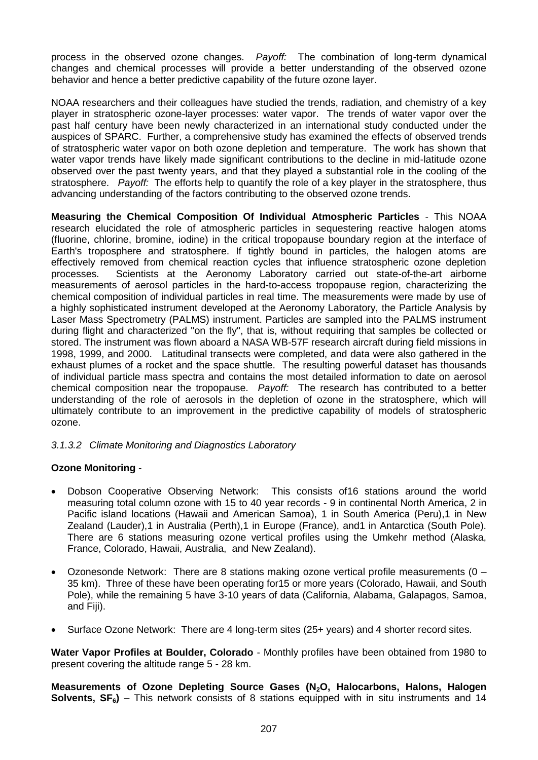process in the observed ozone changes. *Payoff:* The combination of long-term dynamical changes and chemical processes will provide a better understanding of the observed ozone behavior and hence a better predictive capability of the future ozone layer.

NOAA researchers and their colleagues have studied the trends, radiation, and chemistry of a key player in stratospheric ozone-layer processes: water vapor. The trends of water vapor over the past half century have been newly characterized in an international study conducted under the auspices of SPARC. Further, a comprehensive study has examined the effects of observed trends of stratospheric water vapor on both ozone depletion and temperature. The work has shown that water vapor trends have likely made significant contributions to the decline in mid-latitude ozone observed over the past twenty years, and that they played a substantial role in the cooling of the stratosphere. *Payoff:* The efforts help to quantify the role of a key player in the stratosphere, thus advancing understanding of the factors contributing to the observed ozone trends.

**Measuring the Chemical Composition Of Individual Atmospheric Particles** - This NOAA research elucidated the role of atmospheric particles in sequestering reactive halogen atoms (fluorine, chlorine, bromine, iodine) in the critical tropopause boundary region at the interface of Earth's troposphere and stratosphere. If tightly bound in particles, the halogen atoms are effectively removed from chemical reaction cycles that influence stratospheric ozone depletion processes. Scientists at the Aeronomy Laboratory carried out state-of-the-art airborne measurements of aerosol particles in the hard-to-access tropopause region, characterizing the chemical composition of individual particles in real time. The measurements were made by use of a highly sophisticated instrument developed at the Aeronomy Laboratory, the Particle Analysis by Laser Mass Spectrometry (PALMS) instrument. Particles are sampled into the PALMS instrument during flight and characterized "on the fly", that is, without requiring that samples be collected or stored. The instrument was flown aboard a NASA WB-57F research aircraft during field missions in 1998, 1999, and 2000. Latitudinal transects were completed, and data were also gathered in the exhaust plumes of a rocket and the space shuttle. The resulting powerful dataset has thousands of individual particle mass spectra and contains the most detailed information to date on aerosol chemical composition near the tropopause. *Payoff:* The research has contributed to a better understanding of the role of aerosols in the depletion of ozone in the stratosphere, which will ultimately contribute to an improvement in the predictive capability of models of stratospheric ozone.

*3.1.3.2 Climate Monitoring and Diagnostics Laboratory*

**Ozone Monitoring** -

- Dobson Cooperative Observing Network: This consists of16 stations around the world measuring total column ozone with 15 to 40 year records - 9 in continental North America, 2 in Pacific island locations (Hawaii and American Samoa), 1 in South America (Peru),1 in New Zealand (Lauder),1 in Australia (Perth),1 in Europe (France), and1 in Antarctica (South Pole). There are 6 stations measuring ozone vertical profiles using the Umkehr method (Alaska, France, Colorado, Hawaii, Australia, and New Zealand).

- Ozonesonde Network: There are 8 stations making ozone vertical profile measurements (0 – 35 km). Three of these have been operating for15 or more years (Colorado, Hawaii, and South Pole), while the remaining 5 have 3-10 years of data (California, Alabama, Galapagos, Samoa, and Fiji).

- Surface Ozone Network: There are 4 long-term sites (25+ years) and 4 shorter record sites.

**Water Vapor Profiles at Boulder, Colorado** - Monthly profiles have been obtained from 1980 to present covering the altitude range 5 - 28 km.

**Measurements of Ozone Depleting Source Gases ($N_2O$, Halocarbons, Halons, Halogen Solvents, $SF_6$)** – This network consists of 8 stations equipped with in situ instruments and 14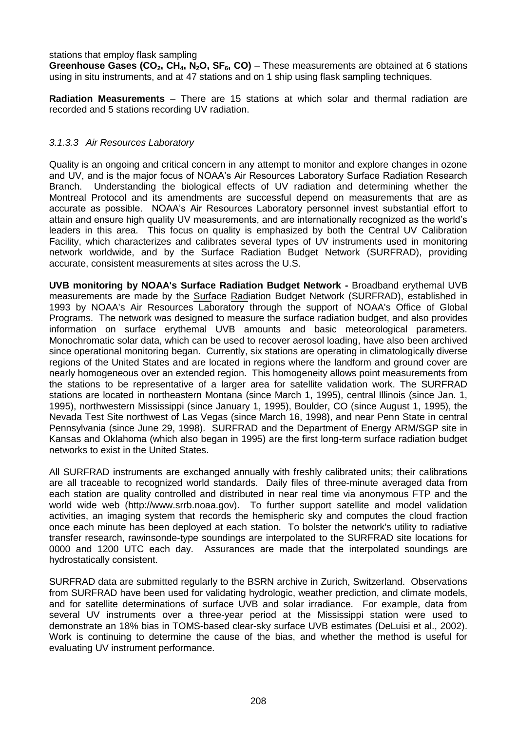stations that employ flask sampling

**Greenhouse Gases ($CO_2$, $CH_4$, $N_2O$, $SF_6$, CO)** – These measurements are obtained at 6 stations using in situ instruments, and at 47 stations and on 1 ship using flask sampling techniques.

**Radiation Measurements** – There are 15 stations at which solar and thermal radiation are recorded and 5 stations recording UV radiation.

#### *3.1.3.3 Air Resources Laboratory*

Quality is an ongoing and critical concern in any attempt to monitor and explore changes in ozone and UV, and is the major focus of NOAA's Air Resources Laboratory Surface Radiation Research Branch. Understanding the biological effects of UV radiation and determining whether the Montreal Protocol and its amendments are successful depend on measurements that are as accurate as possible. NOAA's Air Resources Laboratory personnel invest substantial effort to attain and ensure high quality UV measurements, and are internationally recognized as the world's leaders in this area. This focus on quality is emphasized by both the Central UV Calibration Facility, which characterizes and calibrates several types of UV instruments used in monitoring network worldwide, and by the Surface Radiation Budget Network (SURFRAD), providing accurate, consistent measurements at sites across the U.S.

**UVB monitoring by NOAA's Surface Radiation Budget Network -** Broadband erythemal UVB measurements are made by the Surface Radiation Budget Network (SURFRAD), established in 1993 by NOAA's Air Resources Laboratory through the support of NOAA's Office of Global Programs. The network was designed to measure the surface radiation budget, and also provides information on surface erythemal UVB amounts and basic meteorological parameters. Monochromatic solar data, which can be used to recover aerosol loading, have also been archived since operational monitoring began. Currently, six stations are operating in climatologically diverse regions of the United States and are located in regions where the landform and ground cover are nearly homogeneous over an extended region. This homogeneity allows point measurements from the stations to be representative of a larger area for satellite validation work. The SURFRAD stations are located in northeastern Montana (since March 1, 1995), central Illinois (since Jan. 1, 1995), northwestern Mississippi (since January 1, 1995), Boulder, CO (since August 1, 1995), the Nevada Test Site northwest of Las Vegas (since March 16, 1998), and near Penn State in central Pennsylvania (since June 29, 1998). SURFRAD and the Department of Energy ARM/SGP site in Kansas and Oklahoma (which also began in 1995) are the first long-term surface radiation budget networks to exist in the United States.

All SURFRAD instruments are exchanged annually with freshly calibrated units; their calibrations are all traceable to recognized world standards. Daily files of three-minute averaged data from each station are quality controlled and distributed in near real time via anonymous FTP and the world wide web (http://www.srrb.noaa.gov). To further support satellite and model validation activities, an imaging system that records the hemispheric sky and computes the cloud fraction once each minute has been deployed at each station. To bolster the network's utility to radiative transfer research, rawinsonde-type soundings are interpolated to the SURFRAD site locations for 0000 and 1200 UTC each day. Assurances are made that the interpolated soundings are hydrostatically consistent.

SURFRAD data are submitted regularly to the BSRN archive in Zurich, Switzerland. Observations from SURFRAD have been used for validating hydrologic, weather prediction, and climate models, and for satellite determinations of surface UVB and solar irradiance. For example, data from several UV instruments over a three-year period at the Mississippi station were used to demonstrate an 18% bias in TOMS-based clear-sky surface UVB estimates (DeLuisi et al., 2002). Work is continuing to determine the cause of the bias, and whether the method is useful for evaluating UV instrument performance.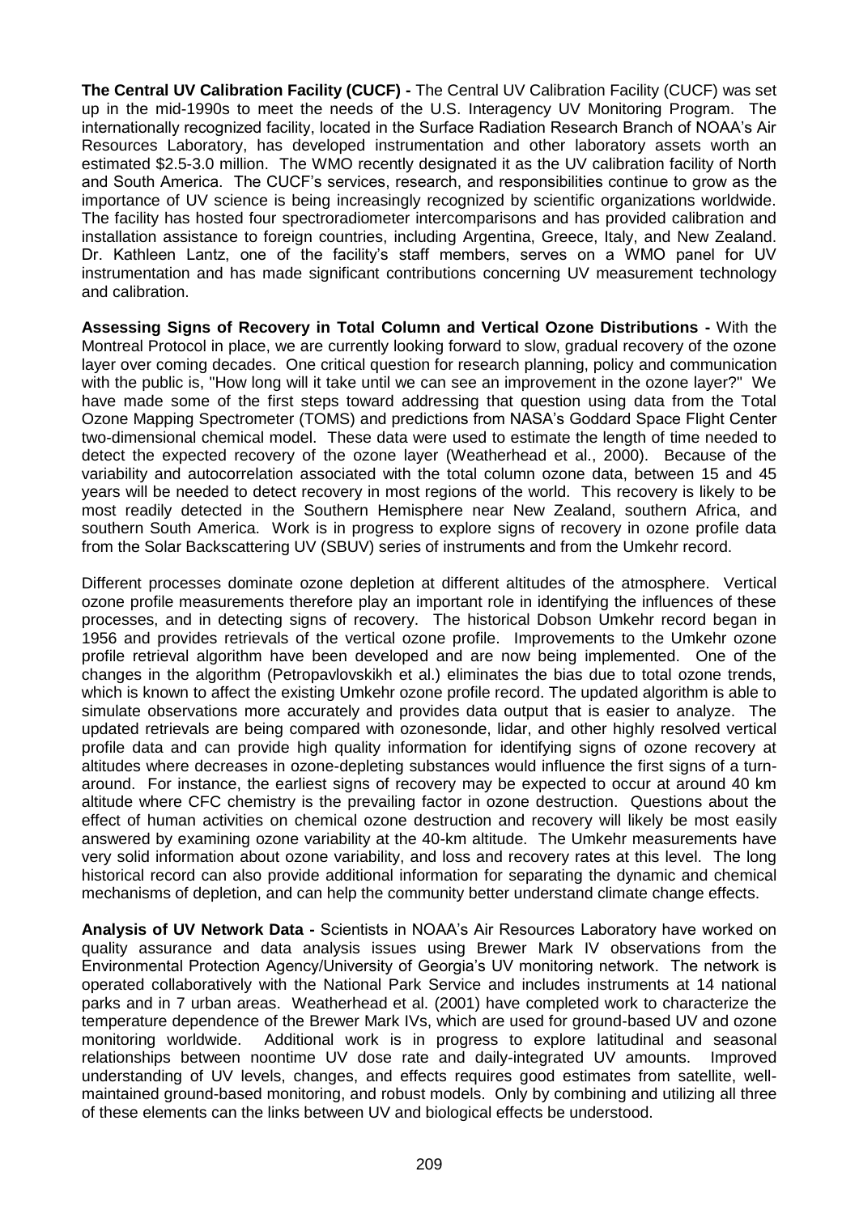**The Central UV Calibration Facility (CUCF) -** The Central UV Calibration Facility (CUCF) was set up in the mid-1990s to meet the needs of the U.S. Interagency UV Monitoring Program. The internationally recognized facility, located in the Surface Radiation Research Branch of NOAA's Air Resources Laboratory, has developed instrumentation and other laboratory assets worth an estimated $2.5-3.0 million. The WMO recently designated it as the UV calibration facility of North and South America. The CUCF's services, research, and responsibilities continue to grow as the importance of UV science is being increasingly recognized by scientific organizations worldwide. The facility has hosted four spectroradiometer intercomparisons and has provided calibration and installation assistance to foreign countries, including Argentina, Greece, Italy, and New Zealand. Dr. Kathleen Lantz, one of the facility's staff members, serves on a WMO panel for UV instrumentation and has made significant contributions concerning UV measurement technology and calibration.

**Assessing Signs of Recovery in Total Column and Vertical Ozone Distributions -** With the Montreal Protocol in place, we are currently looking forward to slow, gradual recovery of the ozone layer over coming decades. One critical question for research planning, policy and communication with the public is, "How long will it take until we can see an improvement in the ozone layer?" We have made some of the first steps toward addressing that question using data from the Total Ozone Mapping Spectrometer (TOMS) and predictions from NASA's Goddard Space Flight Center two-dimensional chemical model. These data were used to estimate the length of time needed to detect the expected recovery of the ozone layer (Weatherhead et al., 2000). Because of the variability and autocorrelation associated with the total column ozone data, between 15 and 45 years will be needed to detect recovery in most regions of the world. This recovery is likely to be most readily detected in the Southern Hemisphere near New Zealand, southern Africa, and southern South America. Work is in progress to explore signs of recovery in ozone profile data from the Solar Backscattering UV (SBUV) series of instruments and from the Umkehr record.

Different processes dominate ozone depletion at different altitudes of the atmosphere. Vertical ozone profile measurements therefore play an important role in identifying the influences of these processes, and in detecting signs of recovery. The historical Dobson Umkehr record began in 1956 and provides retrievals of the vertical ozone profile. Improvements to the Umkehr ozone profile retrieval algorithm have been developed and are now being implemented. One of the changes in the algorithm (Petropavlovskikh et al.) eliminates the bias due to total ozone trends, which is known to affect the existing Umkehr ozone profile record. The updated algorithm is able to simulate observations more accurately and provides data output that is easier to analyze. The updated retrievals are being compared with ozonesonde, lidar, and other highly resolved vertical profile data and can provide high quality information for identifying signs of ozone recovery at altitudes where decreases in ozone-depleting substances would influence the first signs of a turn-around. For instance, the earliest signs of recovery may be expected to occur at around 40 km altitude where CFC chemistry is the prevailing factor in ozone destruction. Questions about the effect of human activities on chemical ozone destruction and recovery will likely be most easily answered by examining ozone variability at the 40-km altitude. The Umkehr measurements have very solid information about ozone variability, and loss and recovery rates at this level. The long historical record can also provide additional information for separating the dynamic and chemical mechanisms of depletion, and can help the community better understand climate change effects.

**Analysis of UV Network Data -** Scientists in NOAA's Air Resources Laboratory have worked on quality assurance and data analysis issues using Brewer Mark IV observations from the Environmental Protection Agency/University of Georgia's UV monitoring network. The network is operated collaboratively with the National Park Service and includes instruments at 14 national parks and in 7 urban areas. Weatherhead et al. (2001) have completed work to characterize the temperature dependence of the Brewer Mark IVs, which are used for ground-based UV and ozone monitoring worldwide. Additional work is in progress to explore latitudinal and seasonal relationships between noontime UV dose rate and daily-integrated UV amounts. Improved understanding of UV levels, changes, and effects requires good estimates from satellite, well-maintained ground-based monitoring, and robust models. Only by combining and utilizing all three of these elements can the links between UV and biological effects be understood.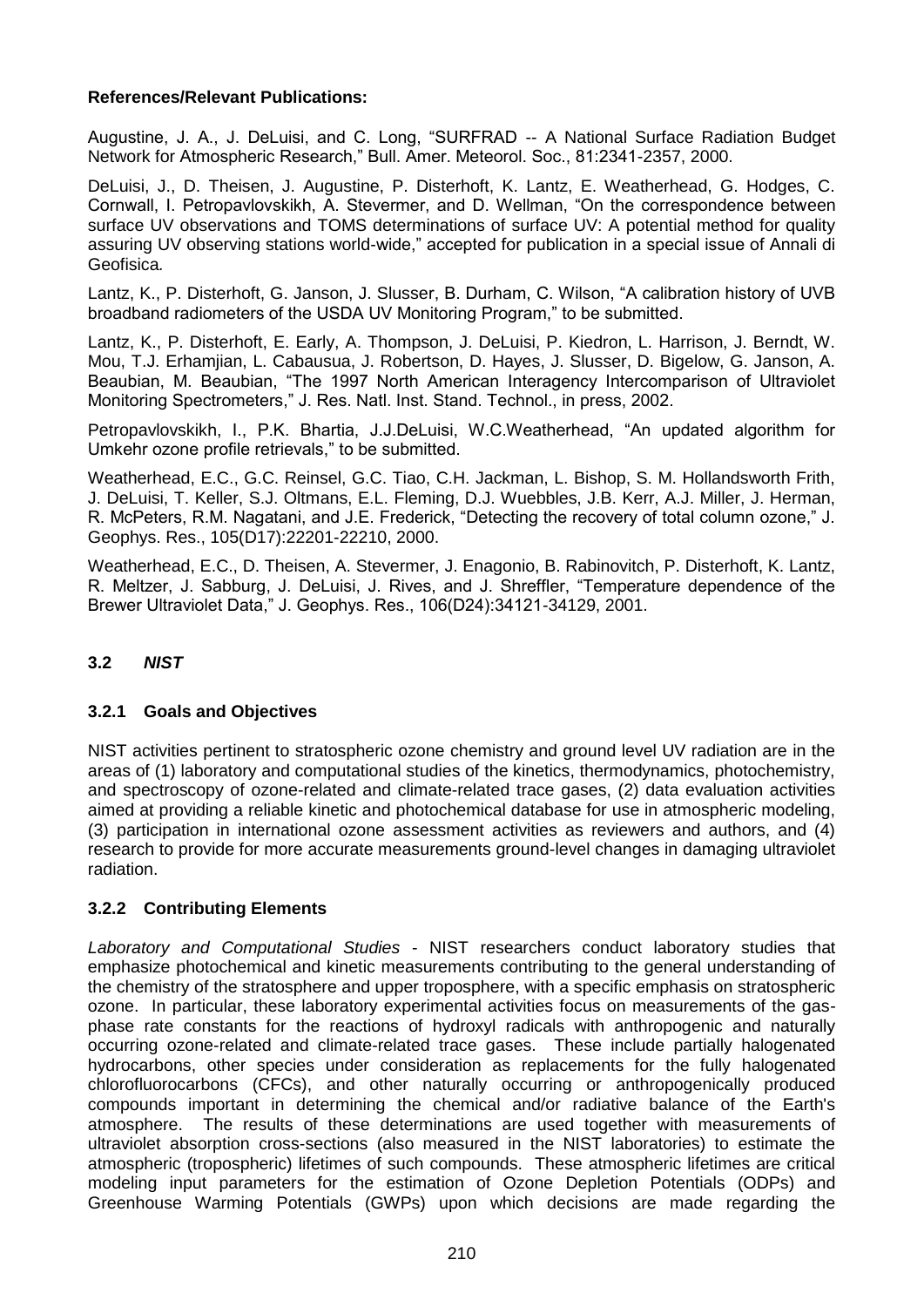**References/Relevant Publications:**

Augustine, J. A., J. DeLuisi, and C. Long, “SURFRAD -- A National Surface Radiation Budget Network for Atmospheric Research,” Bull. Amer. Meteorol. Soc., 81:2341-2357, 2000.

DeLuisi, J., D. Theisen, J. Augustine, P. Disterhoft, K. Lantz, E. Weatherhead, G. Hodges, C. Cornwall, I. Petropavlovskikh, A. Stevermer, and D. Wellman, “On the correspondence between surface UV observations and TOMS determinations of surface UV: A potential method for quality assuring UV observing stations world-wide,” accepted for publication in a special issue of Annali di Geofisica.

Lantz, K., P. Disterhoft, G. Janson, J. Slusser, B. Durham, C. Wilson, “A calibration history of UVB broadband radiometers of the USDA UV Monitoring Program,” to be submitted.

Lantz, K., P. Disterhoft, E. Early, A. Thompson, J. DeLuisi, P. Kiedron, L. Harrison, J. Berndt, W. Mou, T.J. Erhamjian, L. Cabausua, J. Robertson, D. Hayes, J. Slusser, D. Bigelow, G. Janson, A. Beaubian, M. Beaubian, “The 1997 North American Interagency Intercomparison of Ultraviolet Monitoring Spectrometers,” J. Res. Natl. Inst. Stand. Technol., in press, 2002.

Petropavlovskikh, I., P.K. Bhartia, J.J.DeLuisi, W.C.Weatherhead, “An updated algorithm for Umkehr ozone profile retrievals,” to be submitted.

Weatherhead, E.C., G.C. Reinsel, G.C. Tiao, C.H. Jackman, L. Bishop, S. M. Hollandsworth Frith, J. DeLuisi, T. Keller, S.J. Oltmans, E.L. Fleming, D.J. Wuebbles, J.B. Kerr, A.J. Miller, J. Herman, R. McPeters, R.M. Nagatani, and J.E. Frederick, “Detecting the recovery of total column ozone,” J. Geophys. Res., 105(D17):22201-22210, 2000.

Weatherhead, E.C., D. Theisen, A. Stevermer, J. Enagonio, B. Rabinovitch, P. Disterhoft, K. Lantz, R. Meltzer, J. Sabburg, J. DeLuisi, J. Rives, and J. Shreffler, “Temperature dependence of the Brewer Ultraviolet Data,” J. Geophys. Res., 106(D24):34121-34129, 2001.

## 3.2 *NIST*

### 3.2.1 Goals and Objectives

NIST activities pertinent to stratospheric ozone chemistry and ground level UV radiation are in the areas of (1) laboratory and computational studies of the kinetics, thermodynamics, photochemistry, and spectroscopy of ozone-related and climate-related trace gases, (2) data evaluation activities aimed at providing a reliable kinetic and photochemical database for use in atmospheric modeling, (3) participation in international ozone assessment activities as reviewers and authors, and (4) research to provide for more accurate measurements ground-level changes in damaging ultraviolet radiation.

### 3.2.2 Contributing Elements

*Laboratory and Computational Studies* - NIST researchers conduct laboratory studies that emphasize photochemical and kinetic measurements contributing to the general understanding of the chemistry of the stratosphere and upper troposphere, with a specific emphasis on stratospheric ozone. In particular, these laboratory experimental activities focus on measurements of the gas-phase rate constants for the reactions of hydroxyl radicals with anthropogenic and naturally occurring ozone-related and climate-related trace gases. These include partially halogenated hydrocarbons, other species under consideration as replacements for the fully halogenated chlorofluorocarbons (CFCs), and other naturally occurring or anthropogenically produced compounds important in determining the chemical and/or radiative balance of the Earth's atmosphere. The results of these determinations are used together with measurements of ultraviolet absorption cross-sections (also measured in the NIST laboratories) to estimate the atmospheric (tropospheric) lifetimes of such compounds. These atmospheric lifetimes are critical modeling input parameters for the estimation of Ozone Depletion Potentials (ODPs) and Greenhouse Warming Potentials (GWPs) upon which decisions are made regarding the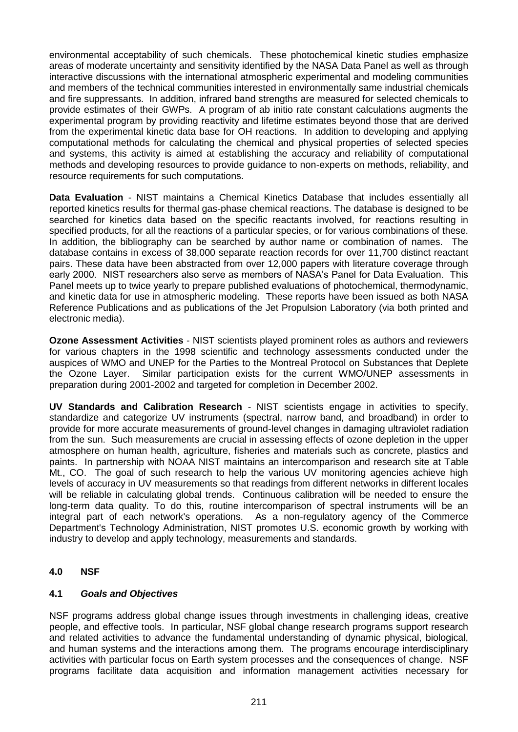environmental acceptability of such chemicals. These photochemical kinetic studies emphasize areas of moderate uncertainty and sensitivity identified by the NASA Data Panel as well as through interactive discussions with the international atmospheric experimental and modeling communities and members of the technical communities interested in environmentally same industrial chemicals and fire suppressants. In addition, infrared band strengths are measured for selected chemicals to provide estimates of their GWPs. A program of ab initio rate constant calculations augments the experimental program by providing reactivity and lifetime estimates beyond those that are derived from the experimental kinetic data base for OH reactions. In addition to developing and applying computational methods for calculating the chemical and physical properties of selected species and systems, this activity is aimed at establishing the accuracy and reliability of computational methods and developing resources to provide guidance to non-experts on methods, reliability, and resource requirements for such computations.

**Data Evaluation** - NIST maintains a Chemical Kinetics Database that includes essentially all reported kinetics results for thermal gas-phase chemical reactions. The database is designed to be searched for kinetics data based on the specific reactants involved, for reactions resulting in specified products, for all the reactions of a particular species, or for various combinations of these. In addition, the bibliography can be searched by author name or combination of names. The database contains in excess of 38,000 separate reaction records for over 11,700 distinct reactant pairs. These data have been abstracted from over 12,000 papers with literature coverage through early 2000. NIST researchers also serve as members of NASA's Panel for Data Evaluation. This Panel meets up to twice yearly to prepare published evaluations of photochemical, thermodynamic, and kinetic data for use in atmospheric modeling. These reports have been issued as both NASA Reference Publications and as publications of the Jet Propulsion Laboratory (via both printed and electronic media).

**Ozone Assessment Activities** - NIST scientists played prominent roles as authors and reviewers for various chapters in the 1998 scientific and technology assessments conducted under the auspices of WMO and UNEP for the Parties to the Montreal Protocol on Substances that Deplete the Ozone Layer. Similar participation exists for the current WMO/UNEP assessments in preparation during 2001-2002 and targeted for completion in December 2002.

**UV Standards and Calibration Research** - NIST scientists engage in activities to specify, standardize and categorize UV instruments (spectral, narrow band, and broadband) in order to provide for more accurate measurements of ground-level changes in damaging ultraviolet radiation from the sun. Such measurements are crucial in assessing effects of ozone depletion in the upper atmosphere on human health, agriculture, fisheries and materials such as concrete, plastics and paints. In partnership with NOAA NIST maintains an intercomparison and research site at Table Mt., CO. The goal of such research to help the various UV monitoring agencies achieve high levels of accuracy in UV measurements so that readings from different networks in different locales will be reliable in calculating global trends. Continuous calibration will be needed to ensure the long-term data quality. To do this, routine intercomparison of spectral instruments will be an integral part of each network's operations. As a non-regulatory agency of the Commerce Department's Technology Administration, NIST promotes U.S. economic growth by working with industry to develop and apply technology, measurements and standards.

## 4.0 NSF

### 4.1 *Goals and Objectives*

NSF programs address global change issues through investments in challenging ideas, creative people, and effective tools. In particular, NSF global change research programs support research and related activities to advance the fundamental understanding of dynamic physical, biological, and human systems and the interactions among them. The programs encourage interdisciplinary activities with particular focus on Earth system processes and the consequences of change. NSF programs facilitate data acquisition and information management activities necessary for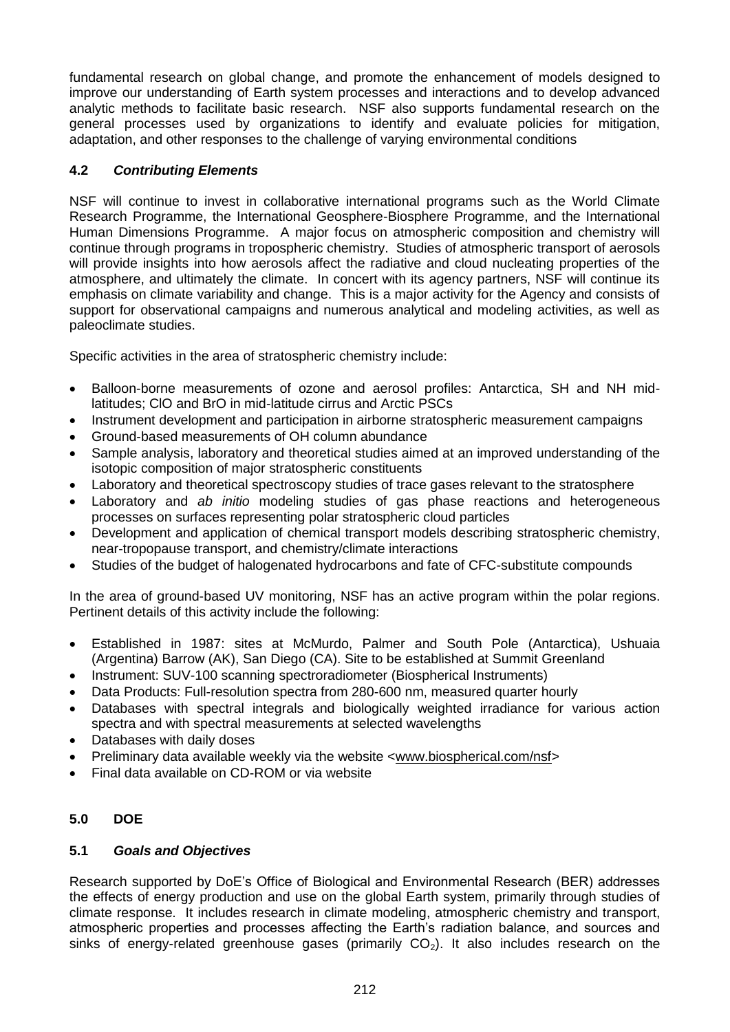fundamental research on global change, and promote the enhancement of models designed to improve our understanding of Earth system processes and interactions and to develop advanced analytic methods to facilitate basic research. NSF also supports fundamental research on the general processes used by organizations to identify and evaluate policies for mitigation, adaptation, and other responses to the challenge of varying environmental conditions

### 4.2 *Contributing Elements*

NSF will continue to invest in collaborative international programs such as the World Climate Research Programme, the International Geosphere-Biosphere Programme, and the International Human Dimensions Programme. A major focus on atmospheric composition and chemistry will continue through programs in tropospheric chemistry. Studies of atmospheric transport of aerosols will provide insights into how aerosols affect the radiative and cloud nucleating properties of the atmosphere, and ultimately the climate. In concert with its agency partners, NSF will continue its emphasis on climate variability and change. This is a major activity for the Agency and consists of support for observational campaigns and numerous analytical and modeling activities, as well as paleoclimate studies.

Specific activities in the area of stratospheric chemistry include:

- Balloon-borne measurements of ozone and aerosol profiles: Antarctica, SH and NH mid-latitudes; ClO and BrO in mid-latitude cirrus and Arctic PSCs
- Instrument development and participation in airborne stratospheric measurement campaigns
- Ground-based measurements of OH column abundance
- Sample analysis, laboratory and theoretical studies aimed at an improved understanding of the isotopic composition of major stratospheric constituents
- Laboratory and theoretical spectroscopy studies of trace gases relevant to the stratosphere
- Laboratory and *ab initio* modeling studies of gas phase reactions and heterogeneous processes on surfaces representing polar stratospheric cloud particles
- Development and application of chemical transport models describing stratospheric chemistry, near-tropopause transport, and chemistry/climate interactions
- Studies of the budget of halogenated hydrocarbons and fate of CFC-substitute compounds

In the area of ground-based UV monitoring, NSF has an active program within the polar regions. Pertinent details of this activity include the following:

- Established in 1987: sites at McMurdo, Palmer and South Pole (Antarctica), Ushuaia (Argentina) Barrow (AK), San Diego (CA). Site to be established at Summit Greenland
- Instrument: SUV-100 scanning spectroradiometer (Biospherical Instruments)
- Data Products: Full-resolution spectra from 280-600 nm, measured quarter hourly
- Databases with spectral integrals and biologically weighted irradiance for various action spectra and with spectral measurements at selected wavelengths
- Databases with daily doses
- Preliminary data available weekly via the website <www.biospherical.com/nsf>
- Final data available on CD-ROM or via website

## 5.0 DOE

### 5.1 *Goals and Objectives*

Research supported by DoE's Office of Biological and Environmental Research (BER) addresses the effects of energy production and use on the global Earth system, primarily through studies of climate response. It includes research in climate modeling, atmospheric chemistry and transport, atmospheric properties and processes affecting the Earth's radiation balance, and sources and sinks of energy-related greenhouse gases (primarily $CO_2$). It also includes research on the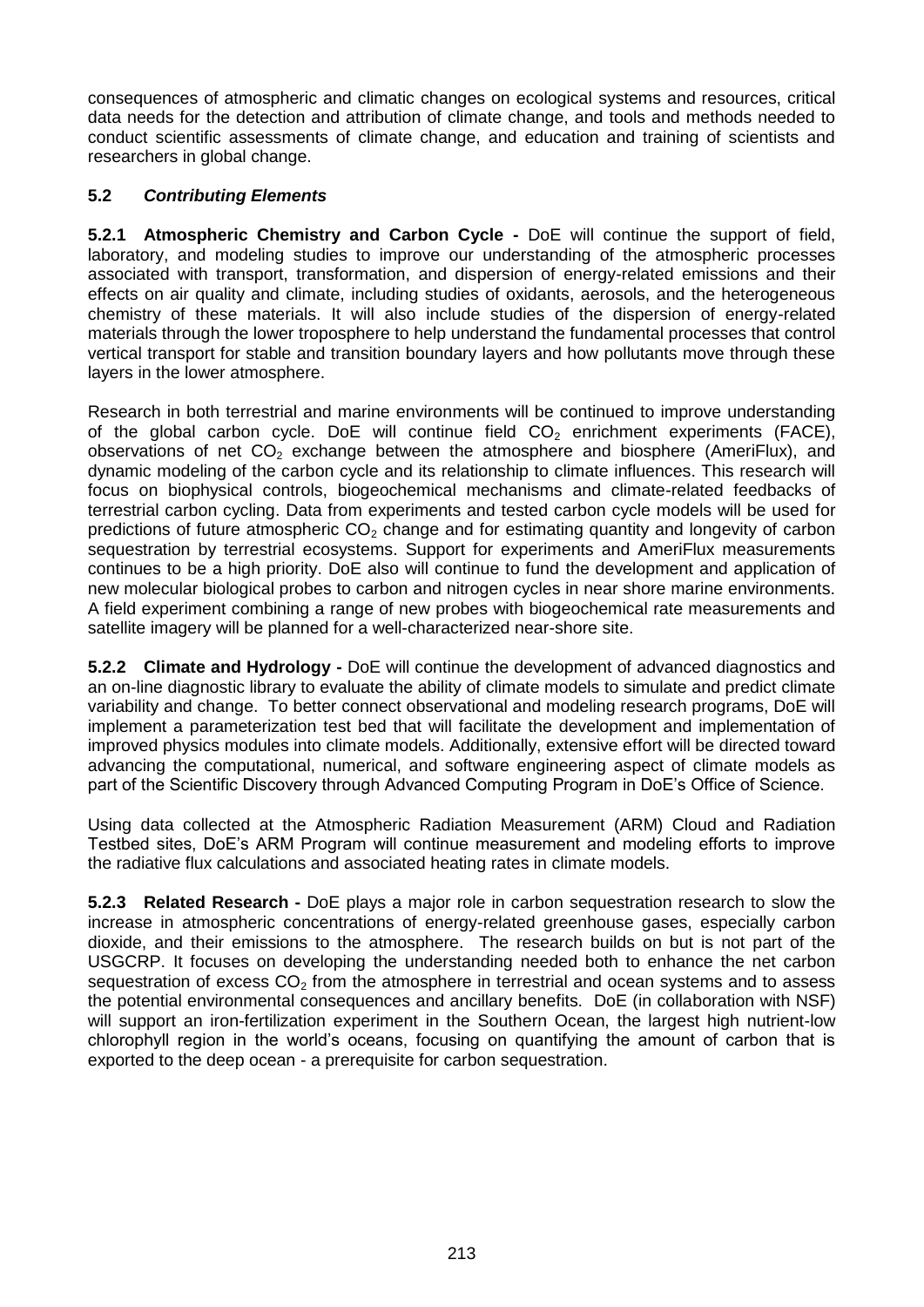consequences of atmospheric and climatic changes on ecological systems and resources, critical data needs for the detection and attribution of climate change, and tools and methods needed to conduct scientific assessments of climate change, and education and training of scientists and researchers in global change.

## 5.2 *Contributing Elements*

**5.2.1 Atmospheric Chemistry and Carbon Cycle -** DoE will continue the support of field, laboratory, and modeling studies to improve our understanding of the atmospheric processes associated with transport, transformation, and dispersion of energy-related emissions and their effects on air quality and climate, including studies of oxidants, aerosols, and the heterogeneous chemistry of these materials. It will also include studies of the dispersion of energy-related materials through the lower troposphere to help understand the fundamental processes that control vertical transport for stable and transition boundary layers and how pollutants move through these layers in the lower atmosphere.

Research in both terrestrial and marine environments will be continued to improve understanding of the global carbon cycle. DoE will continue field $CO_2$ enrichment experiments (FACE), observations of net $CO_2$ exchange between the atmosphere and biosphere (AmeriFlux), and dynamic modeling of the carbon cycle and its relationship to climate influences. This research will focus on biophysical controls, biogeochemical mechanisms and climate-related feedbacks of terrestrial carbon cycling. Data from experiments and tested carbon cycle models will be used for predictions of future atmospheric $CO_2$ change and for estimating quantity and longevity of carbon sequestration by terrestrial ecosystems. Support for experiments and AmeriFlux measurements continues to be a high priority. DoE also will continue to fund the development and application of new molecular biological probes to carbon and nitrogen cycles in near shore marine environments. A field experiment combining a range of new probes with biogeochemical rate measurements and satellite imagery will be planned for a well-characterized near-shore site.

**5.2.2 Climate and Hydrology -** DoE will continue the development of advanced diagnostics and an on-line diagnostic library to evaluate the ability of climate models to simulate and predict climate variability and change. To better connect observational and modeling research programs, DoE will implement a parameterization test bed that will facilitate the development and implementation of improved physics modules into climate models. Additionally, extensive effort will be directed toward advancing the computational, numerical, and software engineering aspect of climate models as part of the Scientific Discovery through Advanced Computing Program in DoE's Office of Science.

Using data collected at the Atmospheric Radiation Measurement (ARM) Cloud and Radiation Testbed sites, DoE's ARM Program will continue measurement and modeling efforts to improve the radiative flux calculations and associated heating rates in climate models.

**5.2.3 Related Research -** DoE plays a major role in carbon sequestration research to slow the increase in atmospheric concentrations of energy-related greenhouse gases, especially carbon dioxide, and their emissions to the atmosphere. The research builds on but is not part of the USGCRP. It focuses on developing the understanding needed both to enhance the net carbon sequestration of excess $CO_2$ from the atmosphere in terrestrial and ocean systems and to assess the potential environmental consequences and ancillary benefits. DoE (in collaboration with NSF) will support an iron-fertilization experiment in the Southern Ocean, the largest high nutrient-low chlorophyll region in the world's oceans, focusing on quantifying the amount of carbon that is exported to the deep ocean - a prerequisite for carbon sequestration.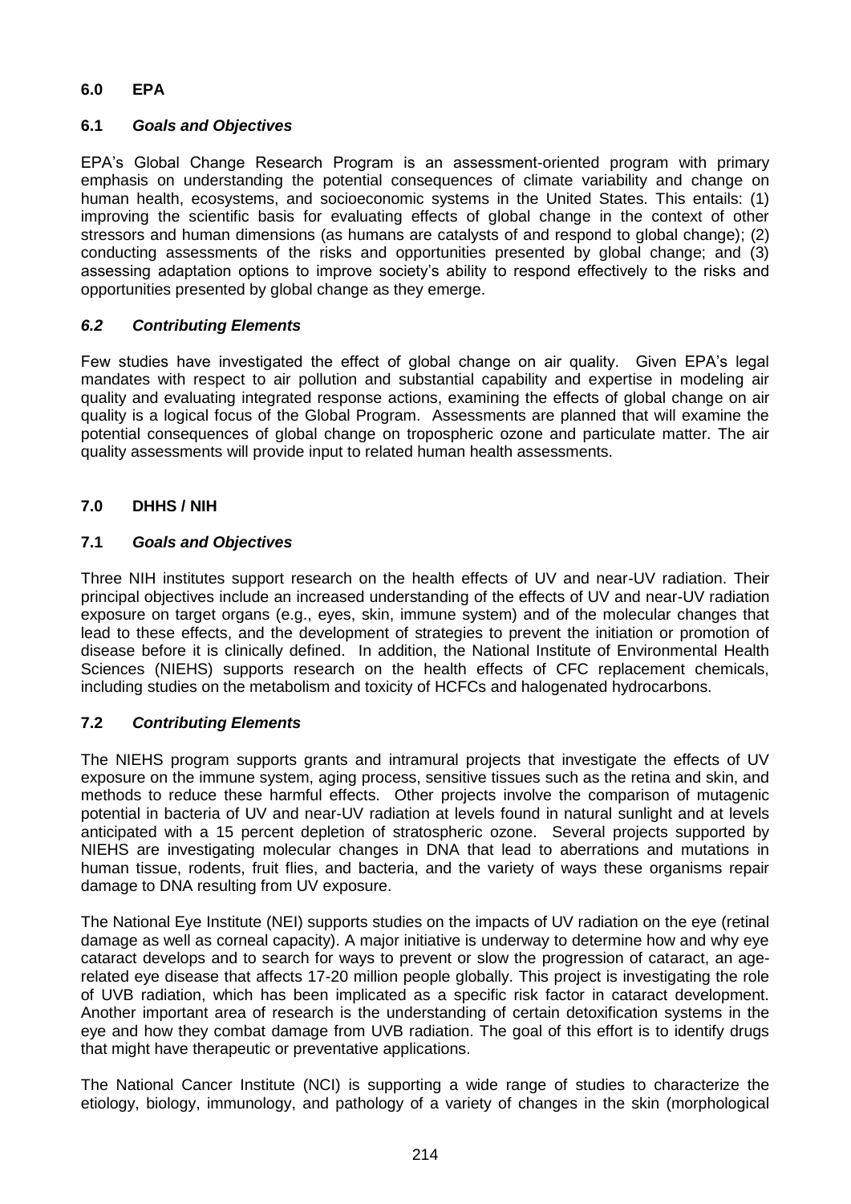## 6.0 EPA

### 6.1 *Goals and Objectives*

EPA's Global Change Research Program is an assessment-oriented program with primary emphasis on understanding the potential consequences of climate variability and change on human health, ecosystems, and socioeconomic systems in the United States. This entails: (1) improving the scientific basis for evaluating effects of global change in the context of other stressors and human dimensions (as humans are catalysts of and respond to global change); (2) conducting assessments of the risks and opportunities presented by global change; and (3) assessing adaptation options to improve society's ability to respond effectively to the risks and opportunities presented by global change as they emerge.

### *6.2 Contributing Elements*

Few studies have investigated the effect of global change on air quality. Given EPA's legal mandates with respect to air pollution and substantial capability and expertise in modeling air quality and evaluating integrated response actions, examining the effects of global change on air quality is a logical focus of the Global Program. Assessments are planned that will examine the potential consequences of global change on tropospheric ozone and particulate matter. The air quality assessments will provide input to related human health assessments.

## 7.0 DHHS / NIH

### 7.1 *Goals and Objectives*

Three NIH institutes support research on the health effects of UV and near-UV radiation. Their principal objectives include an increased understanding of the effects of UV and near-UV radiation exposure on target organs (e.g., eyes, skin, immune system) and of the molecular changes that lead to these effects, and the development of strategies to prevent the initiation or promotion of disease before it is clinically defined. In addition, the National Institute of Environmental Health Sciences (NIEHS) supports research on the health effects of CFC replacement chemicals, including studies on the metabolism and toxicity of HCFCs and halogenated hydrocarbons.

### 7.2 *Contributing Elements*

The NIEHS program supports grants and intramural projects that investigate the effects of UV exposure on the immune system, aging process, sensitive tissues such as the retina and skin, and methods to reduce these harmful effects. Other projects involve the comparison of mutagenic potential in bacteria of UV and near-UV radiation at levels found in natural sunlight and at levels anticipated with a 15 percent depletion of stratospheric ozone. Several projects supported by NIEHS are investigating molecular changes in DNA that lead to aberrations and mutations in human tissue, rodents, fruit flies, and bacteria, and the variety of ways these organisms repair damage to DNA resulting from UV exposure.

The National Eye Institute (NEI) supports studies on the impacts of UV radiation on the eye (retinal damage as well as corneal capacity). A major initiative is underway to determine how and why eye cataract develops and to search for ways to prevent or slow the progression of cataract, an age-related eye disease that affects 17-20 million people globally. This project is investigating the role of UVB radiation, which has been implicated as a specific risk factor in cataract development. Another important area of research is the understanding of certain detoxification systems in the eye and how they combat damage from UVB radiation. The goal of this effort is to identify drugs that might have therapeutic or preventative applications.

The National Cancer Institute (NCI) is supporting a wide range of studies to characterize the etiology, biology, immunology, and pathology of a variety of changes in the skin (morphological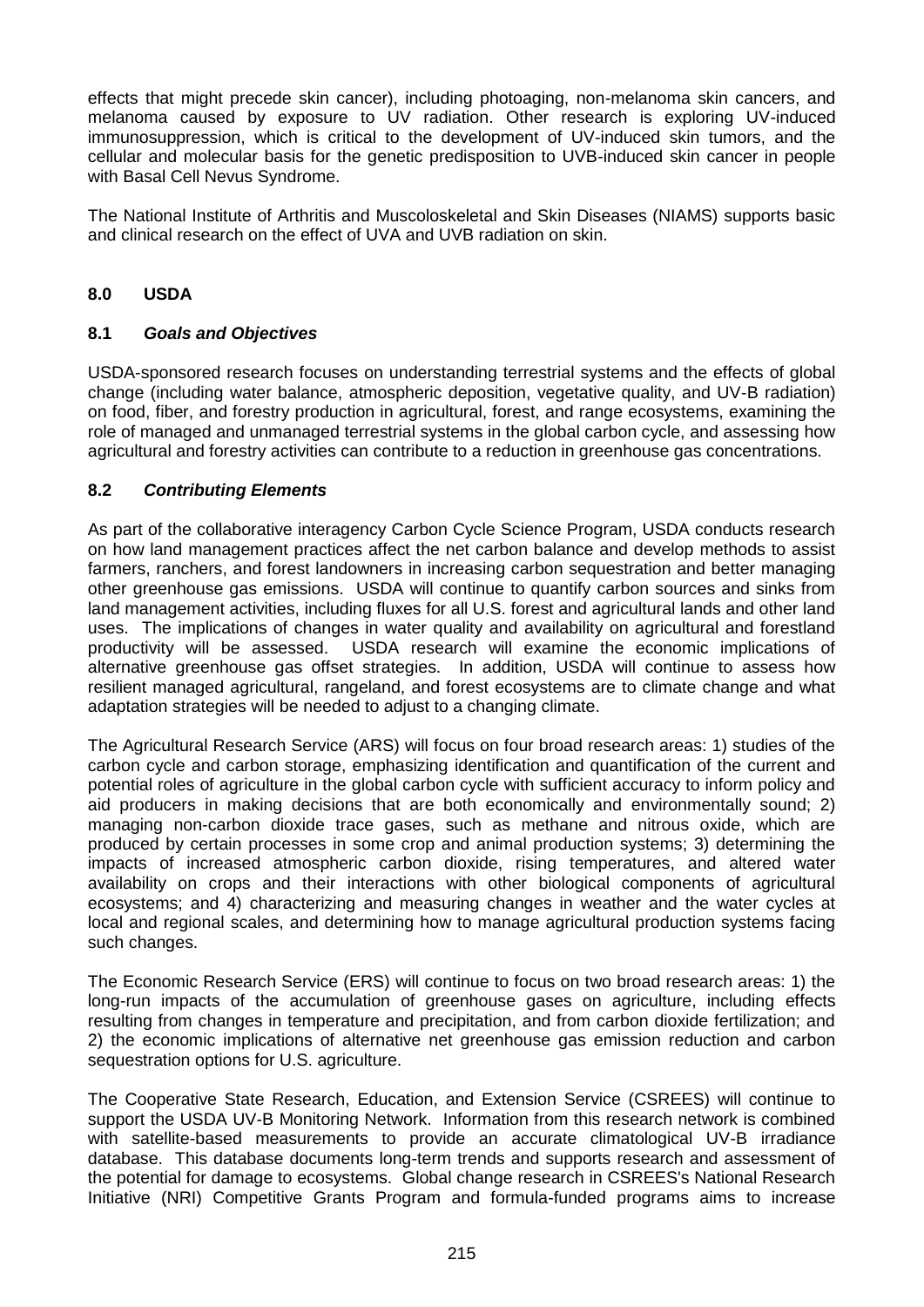effects that might precede skin cancer), including photoaging, non-melanoma skin cancers, and melanoma caused by exposure to UV radiation. Other research is exploring UV-induced immunosuppression, which is critical to the development of UV-induced skin tumors, and the cellular and molecular basis for the genetic predisposition to UVB-induced skin cancer in people with Basal Cell Nevus Syndrome.

The National Institute of Arthritis and Muscoloskeletal and Skin Diseases (NIAMS) supports basic and clinical research on the effect of UVA and UVB radiation on skin.

## 8.0 USDA

### 8.1 *Goals and Objectives*

USDA-sponsored research focuses on understanding terrestrial systems and the effects of global change (including water balance, atmospheric deposition, vegetative quality, and UV-B radiation) on food, fiber, and forestry production in agricultural, forest, and range ecosystems, examining the role of managed and unmanaged terrestrial systems in the global carbon cycle, and assessing how agricultural and forestry activities can contribute to a reduction in greenhouse gas concentrations.

### 8.2 *Contributing Elements*

As part of the collaborative interagency Carbon Cycle Science Program, USDA conducts research on how land management practices affect the net carbon balance and develop methods to assist farmers, ranchers, and forest landowners in increasing carbon sequestration and better managing other greenhouse gas emissions. USDA will continue to quantify carbon sources and sinks from land management activities, including fluxes for all U.S. forest and agricultural lands and other land uses. The implications of changes in water quality and availability on agricultural and forestland productivity will be assessed. USDA research will examine the economic implications of alternative greenhouse gas offset strategies. In addition, USDA will continue to assess how resilient managed agricultural, rangeland, and forest ecosystems are to climate change and what adaptation strategies will be needed to adjust to a changing climate.

The Agricultural Research Service (ARS) will focus on four broad research areas: 1) studies of the carbon cycle and carbon storage, emphasizing identification and quantification of the current and potential roles of agriculture in the global carbon cycle with sufficient accuracy to inform policy and aid producers in making decisions that are both economically and environmentally sound; 2) managing non-carbon dioxide trace gases, such as methane and nitrous oxide, which are produced by certain processes in some crop and animal production systems; 3) determining the impacts of increased atmospheric carbon dioxide, rising temperatures, and altered water availability on crops and their interactions with other biological components of agricultural ecosystems; and 4) characterizing and measuring changes in weather and the water cycles at local and regional scales, and determining how to manage agricultural production systems facing such changes.

The Economic Research Service (ERS) will continue to focus on two broad research areas: 1) the long-run impacts of the accumulation of greenhouse gases on agriculture, including effects resulting from changes in temperature and precipitation, and from carbon dioxide fertilization; and 2) the economic implications of alternative net greenhouse gas emission reduction and carbon sequestration options for U.S. agriculture.

The Cooperative State Research, Education, and Extension Service (CSREES) will continue to support the USDA UV-B Monitoring Network. Information from this research network is combined with satellite-based measurements to provide an accurate climatological UV-B irradiance database. This database documents long-term trends and supports research and assessment of the potential for damage to ecosystems. Global change research in CSREES's National Research Initiative (NRI) Competitive Grants Program and formula-funded programs aims to increase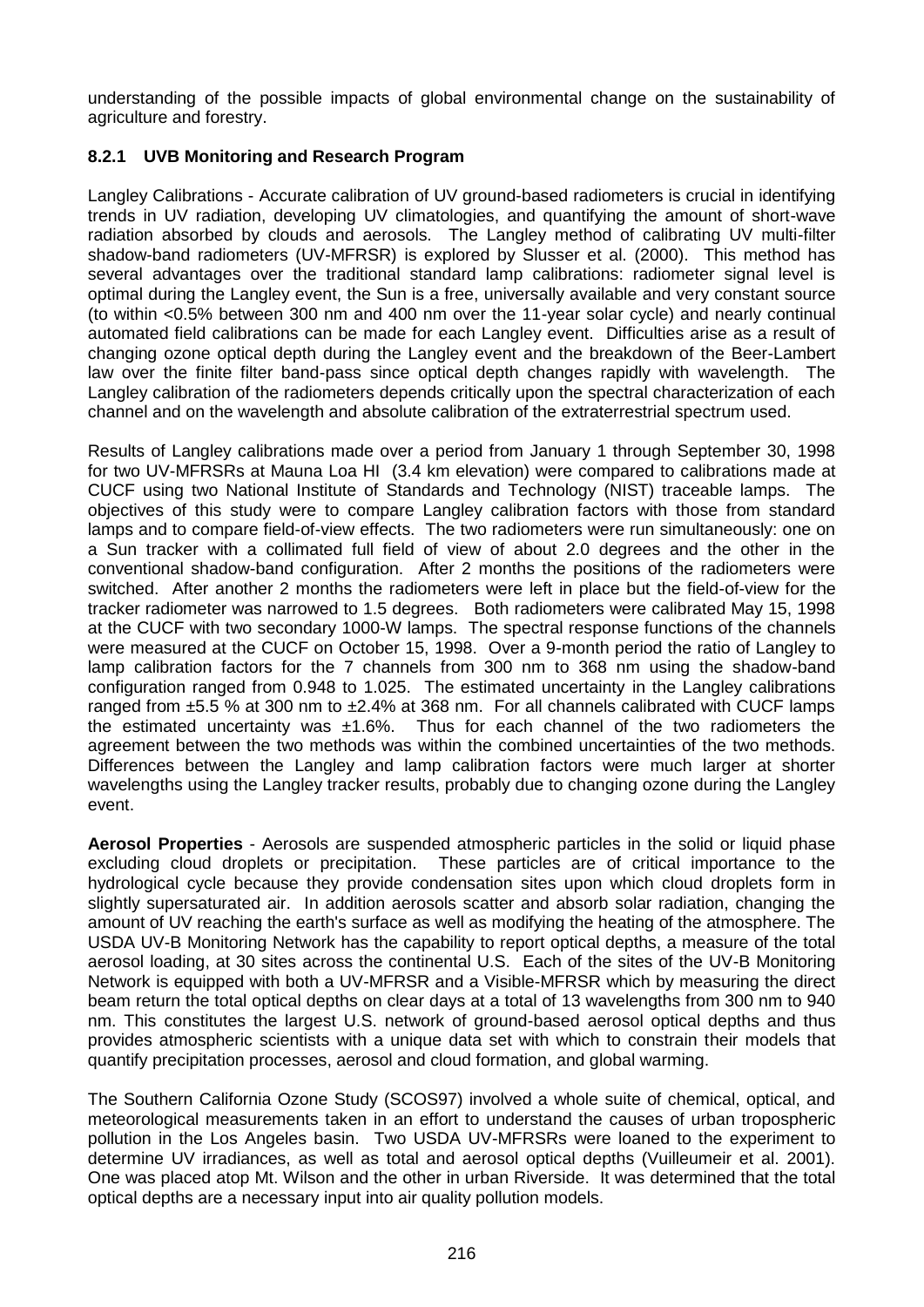understanding of the possible impacts of global environmental change on the sustainability of agriculture and forestry.

### 8.2.1 UVB Monitoring and Research Program

Langley Calibrations - Accurate calibration of UV ground-based radiometers is crucial in identifying trends in UV radiation, developing UV climatologies, and quantifying the amount of short-wave radiation absorbed by clouds and aerosols. The Langley method of calibrating UV multi-filter shadow-band radiometers (UV-MFRSR) is explored by Slusser et al. (2000). This method has several advantages over the traditional standard lamp calibrations: radiometer signal level is optimal during the Langley event, the Sun is a free, universally available and very constant source (to within <0.5% between 300 nm and 400 nm over the 11-year solar cycle) and nearly continual automated field calibrations can be made for each Langley event. Difficulties arise as a result of changing ozone optical depth during the Langley event and the breakdown of the Beer-Lambert law over the finite filter band-pass since optical depth changes rapidly with wavelength. The Langley calibration of the radiometers depends critically upon the spectral characterization of each channel and on the wavelength and absolute calibration of the extraterrestrial spectrum used.

Results of Langley calibrations made over a period from January 1 through September 30, 1998 for two UV-MFRSRs at Mauna Loa HI (3.4 km elevation) were compared to calibrations made at CUCF using two National Institute of Standards and Technology (NIST) traceable lamps. The objectives of this study were to compare Langley calibration factors with those from standard lamps and to compare field-of-view effects. The two radiometers were run simultaneously: one on a Sun tracker with a collimated full field of view of about 2.0 degrees and the other in the conventional shadow-band configuration. After 2 months the positions of the radiometers were switched. After another 2 months the radiometers were left in place but the field-of-view for the tracker radiometer was narrowed to 1.5 degrees. Both radiometers were calibrated May 15, 1998 at the CUCF with two secondary 1000-W lamps. The spectral response functions of the channels were measured at the CUCF on October 15, 1998. Over a 9-month period the ratio of Langley to lamp calibration factors for the 7 channels from 300 nm to 368 nm using the shadow-band configuration ranged from 0.948 to 1.025. The estimated uncertainty in the Langley calibrations ranged from ±5.5 % at 300 nm to ±2.4% at 368 nm. For all channels calibrated with CUCF lamps the estimated uncertainty was ±1.6%. Thus for each channel of the two radiometers the agreement between the two methods was within the combined uncertainties of the two methods. Differences between the Langley and lamp calibration factors were much larger at shorter wavelengths using the Langley tracker results, probably due to changing ozone during the Langley event.

**Aerosol Properties** - Aerosols are suspended atmospheric particles in the solid or liquid phase excluding cloud droplets or precipitation. These particles are of critical importance to the hydrological cycle because they provide condensation sites upon which cloud droplets form in slightly supersaturated air. In addition aerosols scatter and absorb solar radiation, changing the amount of UV reaching the earth's surface as well as modifying the heating of the atmosphere. The USDA UV-B Monitoring Network has the capability to report optical depths, a measure of the total aerosol loading, at 30 sites across the continental U.S. Each of the sites of the UV-B Monitoring Network is equipped with both a UV-MFRSR and a Visible-MFRSR which by measuring the direct beam return the total optical depths on clear days at a total of 13 wavelengths from 300 nm to 940 nm. This constitutes the largest U.S. network of ground-based aerosol optical depths and thus provides atmospheric scientists with a unique data set with which to constrain their models that quantify precipitation processes, aerosol and cloud formation, and global warming.

The Southern California Ozone Study (SCOS97) involved a whole suite of chemical, optical, and meteorological measurements taken in an effort to understand the causes of urban tropospheric pollution in the Los Angeles basin. Two USDA UV-MFRSRs were loaned to the experiment to determine UV irradiances, as well as total and aerosol optical depths (Vuilleumeir et al. 2001). One was placed atop Mt. Wilson and the other in urban Riverside. It was determined that the total optical depths are a necessary input into air quality pollution models.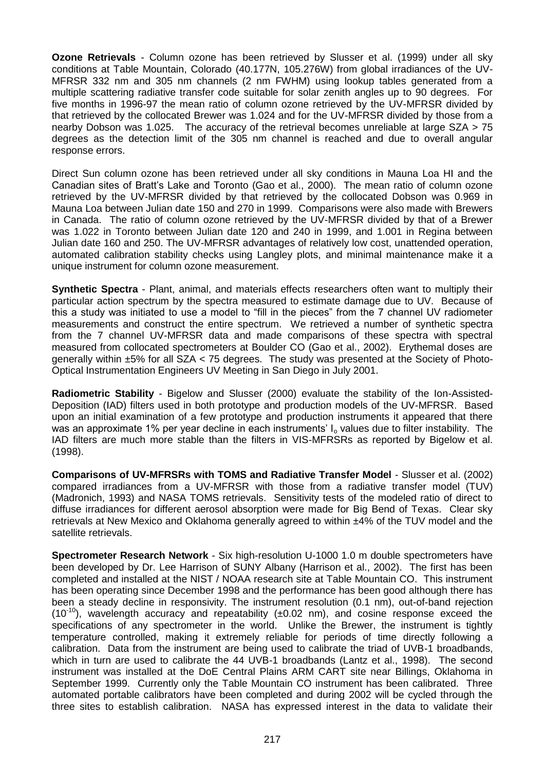**Ozone Retrievals** - Column ozone has been retrieved by Slusser et al. (1999) under all sky conditions at Table Mountain, Colorado (40.177N, 105.276W) from global irradiances of the UV-MFRSR 332 nm and 305 nm channels (2 nm FWHM) using lookup tables generated from a multiple scattering radiative transfer code suitable for solar zenith angles up to 90 degrees. For five months in 1996-97 the mean ratio of column ozone retrieved by the UV-MFRSR divided by that retrieved by the collocated Brewer was 1.024 and for the UV-MFRSR divided by those from a nearby Dobson was 1.025. The accuracy of the retrieval becomes unreliable at large SZA > 75 degrees as the detection limit of the 305 nm channel is reached and due to overall angular response errors.

Direct Sun column ozone has been retrieved under all sky conditions in Mauna Loa HI and the Canadian sites of Bratt's Lake and Toronto (Gao et al., 2000). The mean ratio of column ozone retrieved by the UV-MFRSR divided by that retrieved by the collocated Dobson was 0.969 in Mauna Loa between Julian date 150 and 270 in 1999. Comparisons were also made with Brewers in Canada. The ratio of column ozone retrieved by the UV-MFRSR divided by that of a Brewer was 1.022 in Toronto between Julian date 120 and 240 in 1999, and 1.001 in Regina between Julian date 160 and 250. The UV-MFRSR advantages of relatively low cost, unattended operation, automated calibration stability checks using Langley plots, and minimal maintenance make it a unique instrument for column ozone measurement.

**Synthetic Spectra** - Plant, animal, and materials effects researchers often want to multiply their particular action spectrum by the spectra measured to estimate damage due to UV. Because of this a study was initiated to use a model to "fill in the pieces" from the 7 channel UV radiometer measurements and construct the entire spectrum. We retrieved a number of synthetic spectra from the 7 channel UV-MFRSR data and made comparisons of these spectra with spectral measured from collocated spectrometers at Boulder CO (Gao et al., 2002). Erythemal doses are generally within ±5% for all SZA < 75 degrees. The study was presented at the Society of Photo-Optical Instrumentation Engineers UV Meeting in San Diego in July 2001.

**Radiometric Stability** - Bigelow and Slusser (2000) evaluate the stability of the Ion-Assisted-Deposition (IAD) filters used in both prototype and production models of the UV-MFRSR. Based upon an initial examination of a few prototype and production instruments it appeared that there was an approximate 1% per year decline in each instruments' $I_o$ values due to filter instability. The IAD filters are much more stable than the filters in VIS-MFRSRs as reported by Bigelow et al. (1998).

**Comparisons of UV-MFRSRs with TOMS and Radiative Transfer Model** - Slusser et al. (2002) compared irradiances from a UV-MFRSR with those from a radiative transfer model (TUV) (Madronich, 1993) and NASA TOMS retrievals. Sensitivity tests of the modeled ratio of direct to diffuse irradiances for different aerosol absorption were made for Big Bend of Texas. Clear sky retrievals at New Mexico and Oklahoma generally agreed to within ±4% of the TUV model and the satellite retrievals.

**Spectrometer Research Network** - Six high-resolution U-1000 1.0 m double spectrometers have been developed by Dr. Lee Harrison of SUNY Albany (Harrison et al., 2002). The first has been completed and installed at the NIST / NOAA research site at Table Mountain CO. This instrument has been operating since December 1998 and the performance has been good although there has been a steady decline in responsivity. The instrument resolution (0.1 nm), out-of-band rejection ($10^{-10}$), wavelength accuracy and repeatability (±0.02 nm), and cosine response exceed the specifications of any spectrometer in the world. Unlike the Brewer, the instrument is tightly temperature controlled, making it extremely reliable for periods of time directly following a calibration. Data from the instrument are being used to calibrate the triad of UVB-1 broadbands, which in turn are used to calibrate the 44 UVB-1 broadbands (Lantz et al., 1998). The second instrument was installed at the DoE Central Plains ARM CART site near Billings, Oklahoma in September 1999. Currently only the Table Mountain CO instrument has been calibrated. Three automated portable calibrators have been completed and during 2002 will be cycled through the three sites to establish calibration. NASA has expressed interest in the data to validate their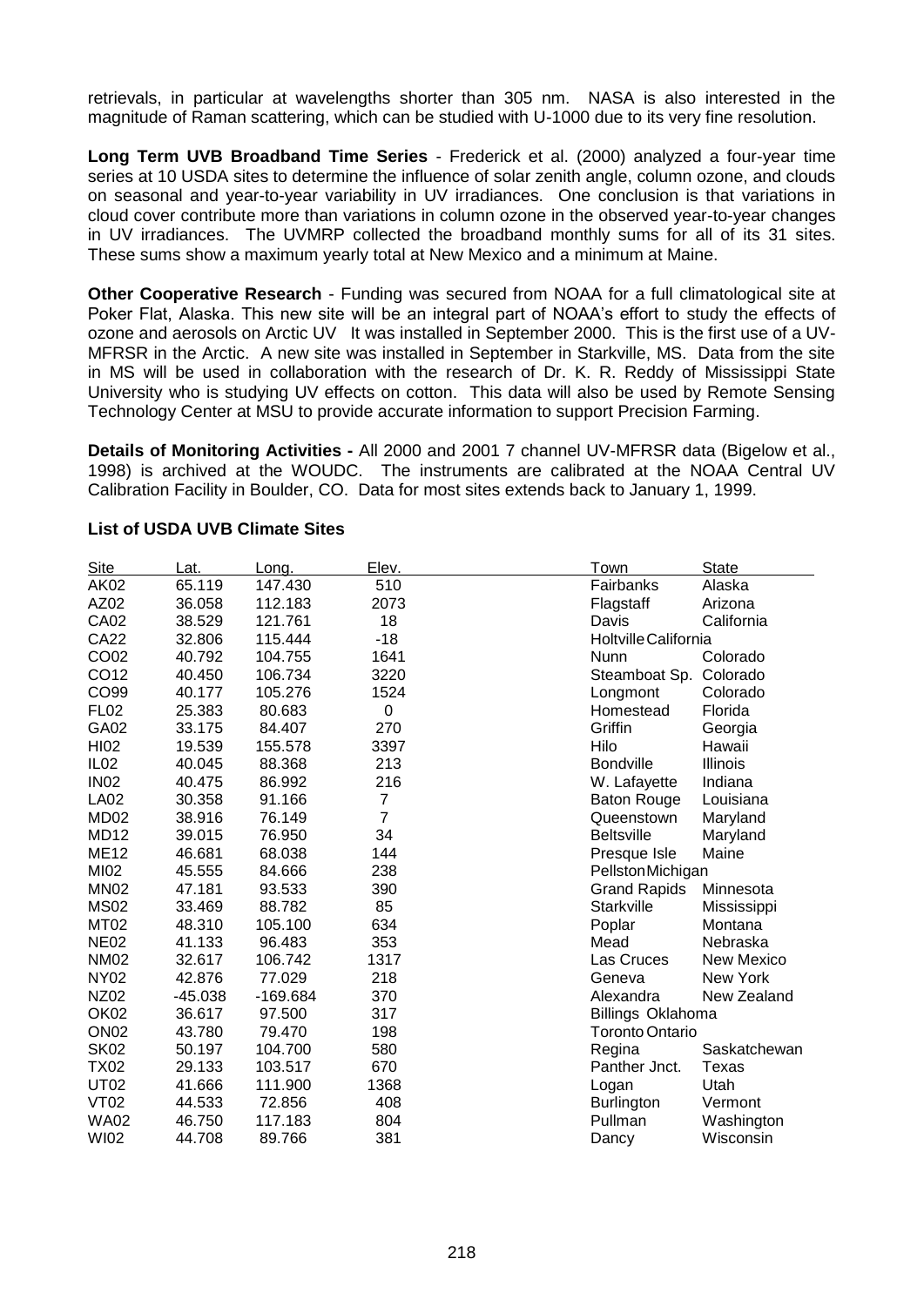retrievals, in particular at wavelengths shorter than 305 nm. NASA is also interested in the magnitude of Raman scattering, which can be studied with U-1000 due to its very fine resolution.

**Long Term UVB Broadband Time Series** - Frederick et al. (2000) analyzed a four-year time series at 10 USDA sites to determine the influence of solar zenith angle, column ozone, and clouds on seasonal and year-to-year variability in UV irradiances. One conclusion is that variations in cloud cover contribute more than variations in column ozone in the observed year-to-year changes in UV irradiances. The UVMRP collected the broadband monthly sums for all of its 31 sites. These sums show a maximum yearly total at New Mexico and a minimum at Maine.

**Other Cooperative Research** - Funding was secured from NOAA for a full climatological site at Poker Flat, Alaska. This new site will be an integral part of NOAA's effort to study the effects of ozone and aerosols on Arctic UV It was installed in September 2000. This is the first use of a UV-MFRSR in the Arctic. A new site was installed in September in Starkville, MS. Data from the site in MS will be used in collaboration with the research of Dr. K. R. Reddy of Mississippi State University who is studying UV effects on cotton. This data will also be used by Remote Sensing Technology Center at MSU to provide accurate information to support Precision Farming.

**Details of Monitoring Activities -** All 2000 and 2001 7 channel UV-MFRSR data (Bigelow et al., 1998) is archived at the WOUDC. The instruments are calibrated at the NOAA Central UV Calibration Facility in Boulder, CO. Data for most sites extends back to January 1, 1999.

### List of USDA UVB Climate Sites

| Site | Lat. | Long. | Elev. | Town | State |
|---|---|---|---|---|---|
| AK02 | 65.119 | 147.430 | 510 | Fairbanks | Alaska |
| AZ02 | 36.058 | 112.183 | 2073 | Flagstaff | Arizona |
| CA02 | 38.529 | 121.761 | 18 | Davis | California |
| CA22 | 32.806 | 115.444 | -18 | Holtville | California |
| CO02 | 40.792 | 104.755 | 1641 | Nunn | Colorado |
| CO12 | 40.450 | 106.734 | 3220 | Steamboat Sp. | Colorado |
| CO99 | 40.177 | 105.276 | 1524 | Longmont | Colorado |
| FL02 | 25.383 | 80.683 | 0 | Homestead | Florida |
| GA02 | 33.175 | 84.407 | 270 | Griffin | Georgia |
| HI02 | 19.539 | 155.578 | 3397 | Hilo | Hawaii |
| IL02 | 40.045 | 88.368 | 213 | Bondville | Illinois |
| IN02 | 40.475 | 86.992 | 216 | W. Lafayette | Indiana |
| LA02 | 30.358 | 91.166 | 7 | Baton Rouge | Louisiana |
| MD02 | 38.916 | 76.149 | 7 | Queenstown | Maryland |
| MD12 | 39.015 | 76.950 | 34 | Beltsville | Maryland |
| ME12 | 46.681 | 68.038 | 144 | Presque Isle | Maine |
| MI02 | 45.555 | 84.666 | 238 | Pellston | Michigan |
| MN02 | 47.181 | 93.533 | 390 | Grand Rapids | Minnesota |
| MS02 | 33.469 | 88.782 | 85 | Starkville | Mississippi |
| MT02 | 48.310 | 105.100 | 634 | Poplar | Montana |
| NE02 | 41.133 | 96.483 | 353 | Mead | Nebraska |
| NM02 | 32.617 | 106.742 | 1317 | Las Cruces | New Mexico |
| NY02 | 42.876 | 77.029 | 218 | Geneva | New York |
| NZ02 | -45.038 | -169.684 | 370 | Alexandra | New Zealand |
| OK02 | 36.617 | 97.500 | 317 | Billings | Oklahoma |
| ON02 | 43.780 | 79.470 | 198 | Toronto | Ontario |
| SK02 | 50.197 | 104.700 | 580 | Regina | Saskatchewan |
| TX02 | 29.133 | 103.517 | 670 | Panther Jnct. | Texas |
| UT02 | 41.666 | 111.900 | 1368 | Logan | Utah |
| VT02 | 44.533 | 72.856 | 408 | Burlington | Vermont |
| WA02 | 46.750 | 117.183 | 804 | Pullman | Washington |
| WI02 | 44.708 | 89.766 | 381 | Dancy | Wisconsin |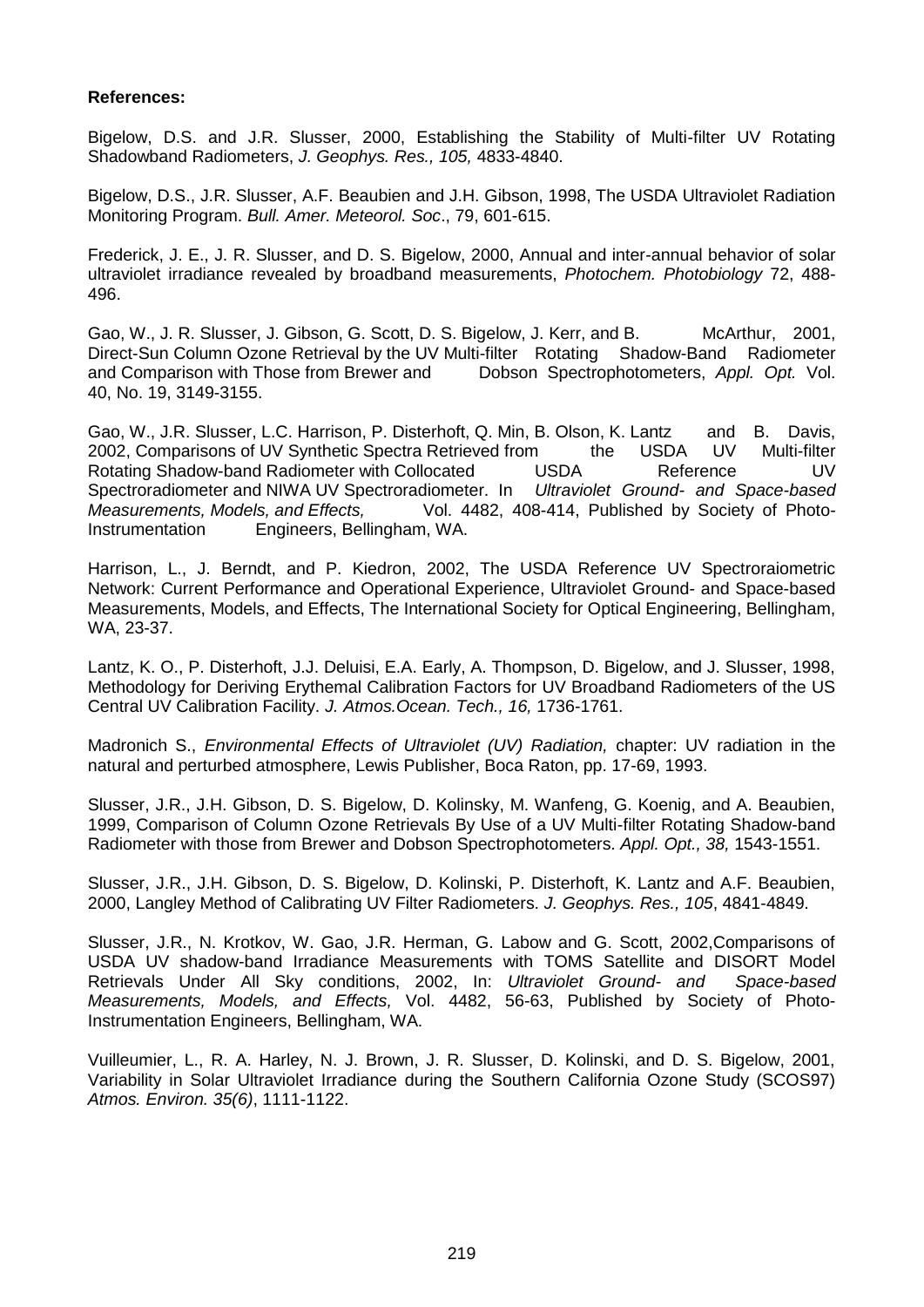**References:**

Bigelow, D.S. and J.R. Slusser, 2000, Establishing the Stability of Multi-filter UV Rotating Shadowband Radiometers, *J. Geophys. Res., 105,* 4833-4840.

Bigelow, D.S., J.R. Slusser, A.F. Beaubien and J.H. Gibson, 1998, The USDA Ultraviolet Radiation Monitoring Program. *Bull. Amer. Meteorol. Soc*., 79, 601-615.

Frederick, J. E., J. R. Slusser, and D. S. Bigelow, 2000, Annual and inter-annual behavior of solar ultraviolet irradiance revealed by broadband measurements, *Photochem. Photobiology* 72, 488-496.

Gao, W., J. R. Slusser, J. Gibson, G. Scott, D. S. Bigelow, J. Kerr, and B. McArthur, 2001, Direct-Sun Column Ozone Retrieval by the UV Multi-filter Rotating Shadow-Band Radiometer and Comparison with Those from Brewer and Dobson Spectrophotometers, *Appl. Opt.* Vol. 40, No. 19, 3149-3155.

Gao, W., J.R. Slusser, L.C. Harrison, P. Disterhoft, Q. Min, B. Olson, K. Lantz and B. Davis, 2002, Comparisons of UV Synthetic Spectra Retrieved from the USDA UV Multi-filter Rotating Shadow-band Radiometer with Collocated USDA Reference UV Spectroradiometer and NIWA UV Spectroradiometer. In *Ultraviolet Ground- and Space-based Measurements, Models, and Effects,* Vol. 4482, 408-414, Published by Society of Photo-Instrumentation Engineers, Bellingham, WA.

Harrison, L., J. Berndt, and P. Kiedron, 2002, The USDA Reference UV Spectroraiometric Network: Current Performance and Operational Experience, Ultraviolet Ground- and Space-based Measurements, Models, and Effects, The International Society for Optical Engineering, Bellingham, WA, 23-37.

Lantz, K. O., P. Disterhoft, J.J. Deluisi, E.A. Early, A. Thompson, D. Bigelow, and J. Slusser, 1998, Methodology for Deriving Erythemal Calibration Factors for UV Broadband Radiometers of the US Central UV Calibration Facility. *J. Atmos.Ocean. Tech., 16,* 1736-1761.

Madronich S., *Environmental Effects of Ultraviolet (UV) Radiation,* chapter: UV radiation in the natural and perturbed atmosphere, Lewis Publisher, Boca Raton, pp. 17-69, 1993.

Slusser, J.R., J.H. Gibson, D. S. Bigelow, D. Kolinsky, M. Wanfeng, G. Koenig, and A. Beaubien, 1999, Comparison of Column Ozone Retrievals By Use of a UV Multi-filter Rotating Shadow-band Radiometer with those from Brewer and Dobson Spectrophotometers. *Appl. Opt., 38,* 1543-1551.

Slusser, J.R., J.H. Gibson, D. S. Bigelow, D. Kolinski, P. Disterhoft, K. Lantz and A.F. Beaubien, 2000, Langley Method of Calibrating UV Filter Radiometers. *J. Geophys. Res., 105*, 4841-4849.

Slusser, J.R., N. Krotkov, W. Gao, J.R. Herman, G. Labow and G. Scott, 2002,Comparisons of USDA UV shadow-band Irradiance Measurements with TOMS Satellite and DISORT Model Retrievals Under All Sky conditions, 2002, In: *Ultraviolet Ground- and Space-based Measurements, Models, and Effects,* Vol. 4482, 56-63, Published by Society of Photo-Instrumentation Engineers, Bellingham, WA.

Vuilleumier, L., R. A. Harley, N. J. Brown, J. R. Slusser, D. Kolinski, and D. S. Bigelow, 2001, Variability in Solar Ultraviolet Irradiance during the Southern California Ozone Study (SCOS97) *Atmos. Environ. 35(6)*, 1111-1122.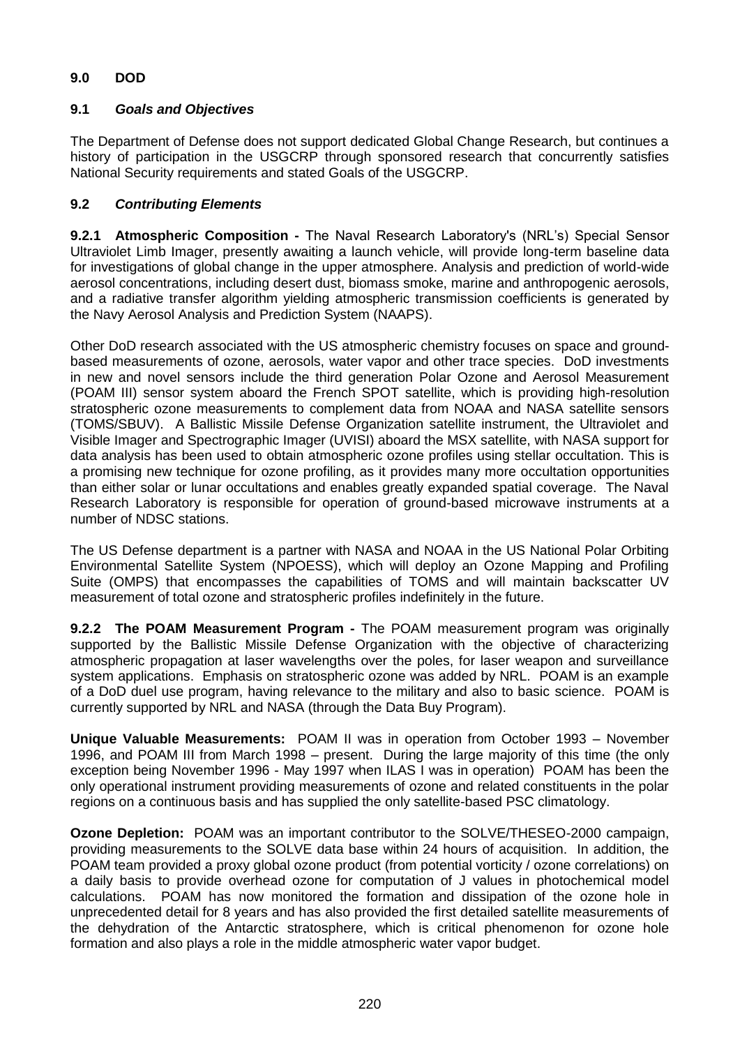## 9.0 DOD

### 9.1 *Goals and Objectives*

The Department of Defense does not support dedicated Global Change Research, but continues a history of participation in the USGCRP through sponsored research that concurrently satisfies National Security requirements and stated Goals of the USGCRP.

### 9.2 *Contributing Elements*

**9.2.1 Atmospheric Composition -** The Naval Research Laboratory's (NRL's) Special Sensor Ultraviolet Limb Imager, presently awaiting a launch vehicle, will provide long-term baseline data for investigations of global change in the upper atmosphere. Analysis and prediction of world-wide aerosol concentrations, including desert dust, biomass smoke, marine and anthropogenic aerosols, and a radiative transfer algorithm yielding atmospheric transmission coefficients is generated by the Navy Aerosol Analysis and Prediction System (NAAPS).

Other DoD research associated with the US atmospheric chemistry focuses on space and ground-based measurements of ozone, aerosols, water vapor and other trace species. DoD investments in new and novel sensors include the third generation Polar Ozone and Aerosol Measurement (POAM III) sensor system aboard the French SPOT satellite, which is providing high-resolution stratospheric ozone measurements to complement data from NOAA and NASA satellite sensors (TOMS/SBUV). A Ballistic Missile Defense Organization satellite instrument, the Ultraviolet and Visible Imager and Spectrographic Imager (UVISI) aboard the MSX satellite, with NASA support for data analysis has been used to obtain atmospheric ozone profiles using stellar occultation. This is a promising new technique for ozone profiling, as it provides many more occultation opportunities than either solar or lunar occultations and enables greatly expanded spatial coverage. The Naval Research Laboratory is responsible for operation of ground-based microwave instruments at a number of NDSC stations.

The US Defense department is a partner with NASA and NOAA in the US National Polar Orbiting Environmental Satellite System (NPOESS), which will deploy an Ozone Mapping and Profiling Suite (OMPS) that encompasses the capabilities of TOMS and will maintain backscatter UV measurement of total ozone and stratospheric profiles indefinitely in the future.

**9.2.2 The POAM Measurement Program -** The POAM measurement program was originally supported by the Ballistic Missile Defense Organization with the objective of characterizing atmospheric propagation at laser wavelengths over the poles, for laser weapon and surveillance system applications. Emphasis on stratospheric ozone was added by NRL. POAM is an example of a DoD duel use program, having relevance to the military and also to basic science. POAM is currently supported by NRL and NASA (through the Data Buy Program).

**Unique Valuable Measurements:** POAM II was in operation from October 1993 – November 1996, and POAM III from March 1998 – present. During the large majority of this time (the only exception being November 1996 - May 1997 when ILAS I was in operation) POAM has been the only operational instrument providing measurements of ozone and related constituents in the polar regions on a continuous basis and has supplied the only satellite-based PSC climatology.

**Ozone Depletion:** POAM was an important contributor to the SOLVE/THESEO-2000 campaign, providing measurements to the SOLVE data base within 24 hours of acquisition. In addition, the POAM team provided a proxy global ozone product (from potential vorticity / ozone correlations) on a daily basis to provide overhead ozone for computation of J values in photochemical model calculations. POAM has now monitored the formation and dissipation of the ozone hole in unprecedented detail for 8 years and has also provided the first detailed satellite measurements of the dehydration of the Antarctic stratosphere, which is critical phenomenon for ozone hole formation and also plays a role in the middle atmospheric water vapor budget.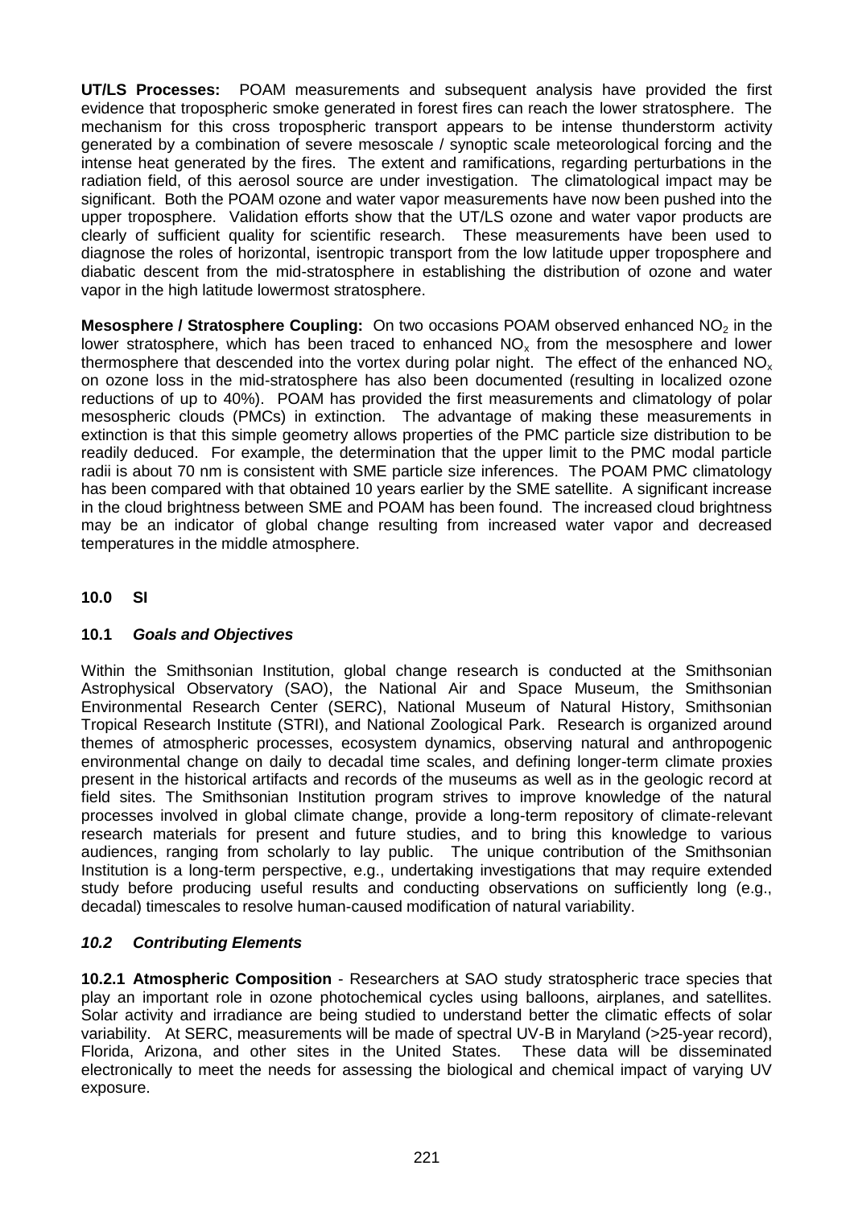**UT/LS Processes:** POAM measurements and subsequent analysis have provided the first evidence that tropospheric smoke generated in forest fires can reach the lower stratosphere. The mechanism for this cross tropospheric transport appears to be intense thunderstorm activity generated by a combination of severe mesoscale / synoptic scale meteorological forcing and the intense heat generated by the fires. The extent and ramifications, regarding perturbations in the radiation field, of this aerosol source are under investigation. The climatological impact may be significant. Both the POAM ozone and water vapor measurements have now been pushed into the upper troposphere. Validation efforts show that the UT/LS ozone and water vapor products are clearly of sufficient quality for scientific research. These measurements have been used to diagnose the roles of horizontal, isentropic transport from the low latitude upper troposphere and diabatic descent from the mid-stratosphere in establishing the distribution of ozone and water vapor in the high latitude lowermost stratosphere.

**Mesosphere / Stratosphere Coupling:** On two occasions POAM observed enhanced $NO_2$ in the lower stratosphere, which has been traced to enhanced $NO_x$ from the mesosphere and lower thermosphere that descended into the vortex during polar night. The effect of the enhanced $NO_x$ on ozone loss in the mid-stratosphere has also been documented (resulting in localized ozone reductions of up to 40%). POAM has provided the first measurements and climatology of polar mesospheric clouds (PMCs) in extinction. The advantage of making these measurements in extinction is that this simple geometry allows properties of the PMC particle size distribution to be readily deduced. For example, the determination that the upper limit to the PMC modal particle radii is about 70 nm is consistent with SME particle size inferences. The POAM PMC climatology has been compared with that obtained 10 years earlier by the SME satellite. A significant increase in the cloud brightness between SME and POAM has been found. The increased cloud brightness may be an indicator of global change resulting from increased water vapor and decreased temperatures in the middle atmosphere.

## 10.0 SI

### 10.1 *Goals and Objectives*

Within the Smithsonian Institution, global change research is conducted at the Smithsonian Astrophysical Observatory (SAO), the National Air and Space Museum, the Smithsonian Environmental Research Center (SERC), National Museum of Natural History, Smithsonian Tropical Research Institute (STRI), and National Zoological Park. Research is organized around themes of atmospheric processes, ecosystem dynamics, observing natural and anthropogenic environmental change on daily to decadal time scales, and defining longer-term climate proxies present in the historical artifacts and records of the museums as well as in the geologic record at field sites. The Smithsonian Institution program strives to improve knowledge of the natural processes involved in global climate change, provide a long-term repository of climate-relevant research materials for present and future studies, and to bring this knowledge to various audiences, ranging from scholarly to lay public. The unique contribution of the Smithsonian Institution is a long-term perspective, e.g., undertaking investigations that may require extended study before producing useful results and conducting observations on sufficiently long (e.g., decadal) timescales to resolve human-caused modification of natural variability.

### *10.2 Contributing Elements*

**10.2.1 Atmospheric Composition** - Researchers at SAO study stratospheric trace species that play an important role in ozone photochemical cycles using balloons, airplanes, and satellites. Solar activity and irradiance are being studied to understand better the climatic effects of solar variability. At SERC, measurements will be made of spectral UV-B in Maryland (>25-year record), Florida, Arizona, and other sites in the United States. These data will be disseminated electronically to meet the needs for assessing the biological and chemical impact of varying UV exposure.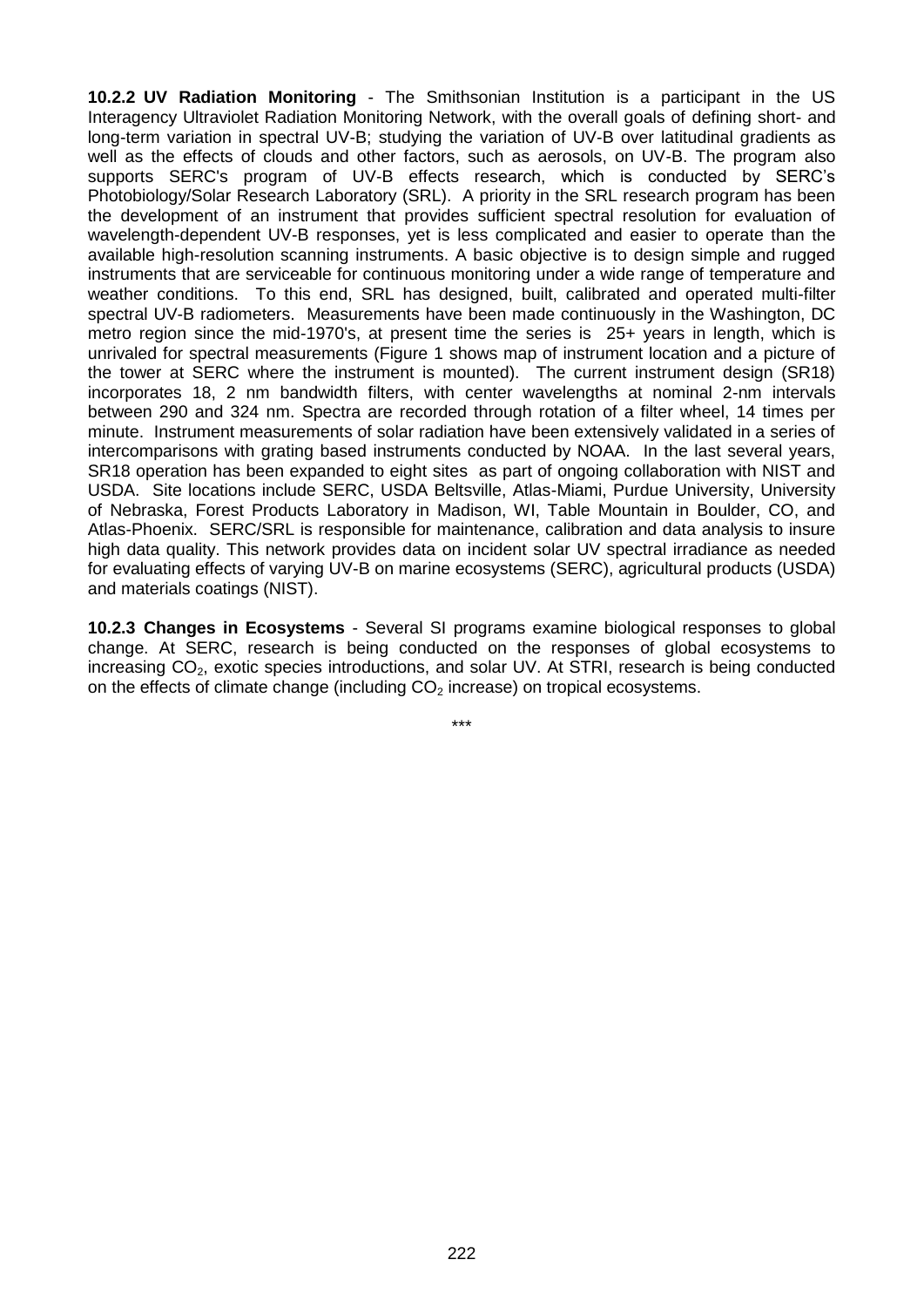**10.2.2 UV Radiation Monitoring** - The Smithsonian Institution is a participant in the US Interagency Ultraviolet Radiation Monitoring Network, with the overall goals of defining short- and long-term variation in spectral UV-B; studying the variation of UV-B over latitudinal gradients as well as the effects of clouds and other factors, such as aerosols, on UV-B. The program also supports SERC's program of UV-B effects research, which is conducted by SERC's Photobiology/Solar Research Laboratory (SRL). A priority in the SRL research program has been the development of an instrument that provides sufficient spectral resolution for evaluation of wavelength-dependent UV-B responses, yet is less complicated and easier to operate than the available high-resolution scanning instruments. A basic objective is to design simple and rugged instruments that are serviceable for continuous monitoring under a wide range of temperature and weather conditions. To this end, SRL has designed, built, calibrated and operated multi-filter spectral UV-B radiometers. Measurements have been made continuously in the Washington, DC metro region since the mid-1970's, at present time the series is 25+ years in length, which is unrivaled for spectral measurements (Figure 1 shows map of instrument location and a picture of the tower at SERC where the instrument is mounted). The current instrument design (SR18) incorporates 18, 2 nm bandwidth filters, with center wavelengths at nominal 2-nm intervals between 290 and 324 nm. Spectra are recorded through rotation of a filter wheel, 14 times per minute. Instrument measurements of solar radiation have been extensively validated in a series of intercomparisons with grating based instruments conducted by NOAA. In the last several years, SR18 operation has been expanded to eight sites as part of ongoing collaboration with NIST and USDA. Site locations include SERC, USDA Beltsville, Atlas-Miami, Purdue University, University of Nebraska, Forest Products Laboratory in Madison, WI, Table Mountain in Boulder, CO, and Atlas-Phoenix. SERC/SRL is responsible for maintenance, calibration and data analysis to insure high data quality. This network provides data on incident solar UV spectral irradiance as needed for evaluating effects of varying UV-B on marine ecosystems (SERC), agricultural products (USDA) and materials coatings (NIST).

**10.2.3 Changes in Ecosystems** - Several SI programs examine biological responses to global change. At SERC, research is being conducted on the responses of global ecosystems to increasing $CO_2$, exotic species introductions, and solar UV. At STRI, research is being conducted on the effects of climate change (including $CO_2$ increase) on tropical ecosystems.

\*\*\*